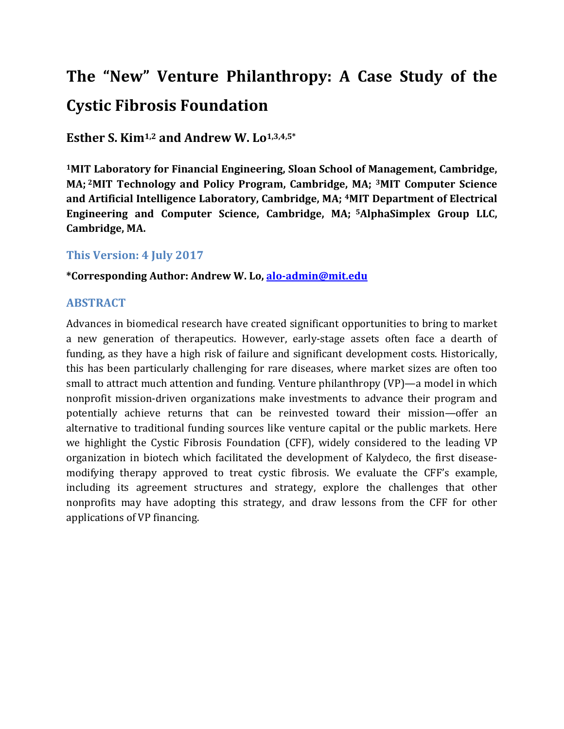# The "New" Venture Philanthropy: A Case Study of the Cystic Fibrosis Foundation

**Esther S. Kim[1,2] and Andrew W. Lo[1,3,4,5*]**

**[1]MIT Laboratory for Financial Engineering, Sloan School of Management, Cambridge, MA; [2]MIT Technology and Policy Program, Cambridge, MA; [3]MIT Computer Science and Artificial Intelligence Laboratory, Cambridge, MA; [4]MIT Department of Electrical Engineering and Computer Science, Cambridge, MA; [5]AlphaSimplex Group LLC, Cambridge, MA.**

## This Version: 4 July 2017

**\*Corresponding Author: Andrew W. Lo, alo-admin@mit.edu**

## ABSTRACT

Advances in biomedical research have created significant opportunities to bring to market a new generation of therapeutics. However, early-stage assets often face a dearth of funding, as they have a high risk of failure and significant development costs. Historically, this has been particularly challenging for rare diseases, where market sizes are often too small to attract much attention and funding. Venture philanthropy (VP)—a model in which nonprofit mission-driven organizations make investments to advance their program and potentially achieve returns that can be reinvested toward their mission—offer an alternative to traditional funding sources like venture capital or the public markets. Here we highlight the Cystic Fibrosis Foundation (CFF), widely considered to the leading VP organization in biotech which facilitated the development of Kalydeco, the first disease-modifying therapy approved to treat cystic fibrosis. We evaluate the CFF's example, including its agreement structures and strategy, explore the challenges that other nonprofits may have adopting this strategy, and draw lessons from the CFF for other applications of VP financing.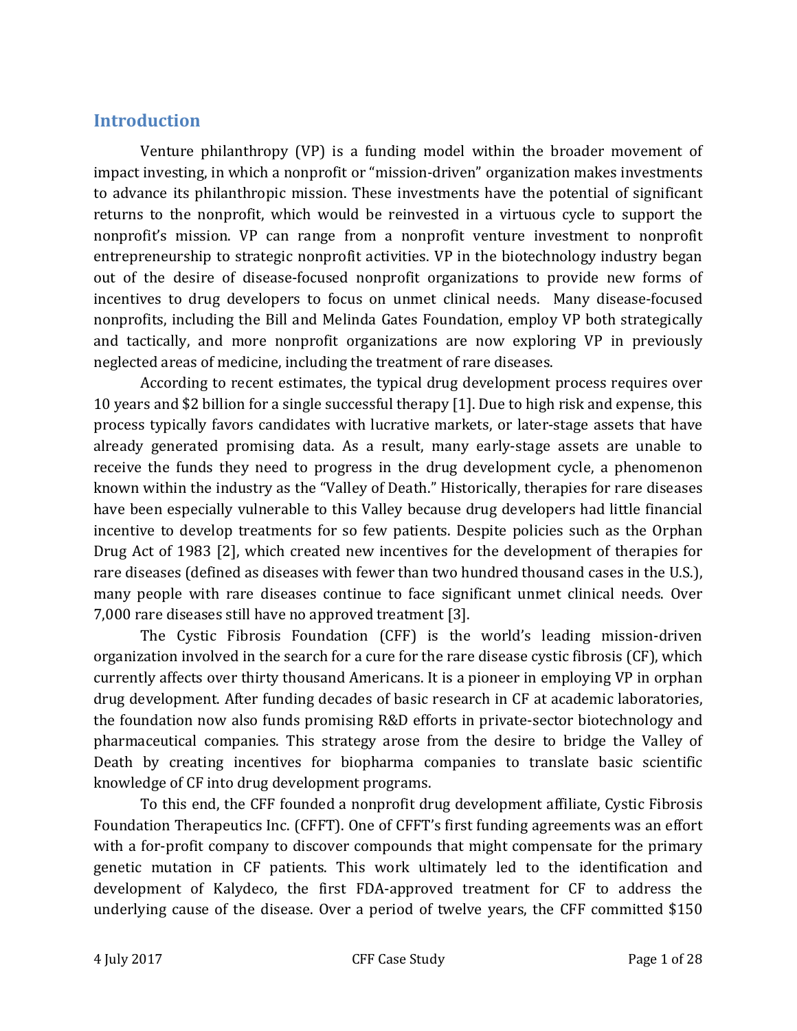## Introduction

Venture philanthropy (VP) is a funding model within the broader movement of impact investing, in which a nonprofit or "mission-driven" organization makes investments to advance its philanthropic mission. These investments have the potential of significant returns to the nonprofit, which would be reinvested in a virtuous cycle to support the nonprofit's mission. VP can range from a nonprofit venture investment to nonprofit entrepreneurship to strategic nonprofit activities. VP in the biotechnology industry began out of the desire of disease-focused nonprofit organizations to provide new forms of incentives to drug developers to focus on unmet clinical needs. Many disease-focused nonprofits, including the Bill and Melinda Gates Foundation, employ VP both strategically and tactically, and more nonprofit organizations are now exploring VP in previously neglected areas of medicine, including the treatment of rare diseases.

According to recent estimates, the typical drug development process requires over 10 years and $2 billion for a single successful therapy [1]. Due to high risk and expense, this process typically favors candidates with lucrative markets, or later-stage assets that have already generated promising data. As a result, many early-stage assets are unable to receive the funds they need to progress in the drug development cycle, a phenomenon known within the industry as the "Valley of Death." Historically, therapies for rare diseases have been especially vulnerable to this Valley because drug developers had little financial incentive to develop treatments for so few patients. Despite policies such as the Orphan Drug Act of 1983 [2], which created new incentives for the development of therapies for rare diseases (defined as diseases with fewer than two hundred thousand cases in the U.S.), many people with rare diseases continue to face significant unmet clinical needs. Over 7,000 rare diseases still have no approved treatment [3].

The Cystic Fibrosis Foundation (CFF) is the world's leading mission-driven organization involved in the search for a cure for the rare disease cystic fibrosis (CF), which currently affects over thirty thousand Americans. It is a pioneer in employing VP in orphan drug development. After funding decades of basic research in CF at academic laboratories, the foundation now also funds promising R&D efforts in private-sector biotechnology and pharmaceutical companies. This strategy arose from the desire to bridge the Valley of Death by creating incentives for biopharma companies to translate basic scientific knowledge of CF into drug development programs.

To this end, the CFF founded a nonprofit drug development affiliate, Cystic Fibrosis Foundation Therapeutics Inc. (CFFT). One of CFFT's first funding agreements was an effort with a for-profit company to discover compounds that might compensate for the primary genetic mutation in CF patients. This work ultimately led to the identification and development of Kalydeco, the first FDA-approved treatment for CF to address the underlying cause of the disease. Over a period of twelve years, the CFF committed $150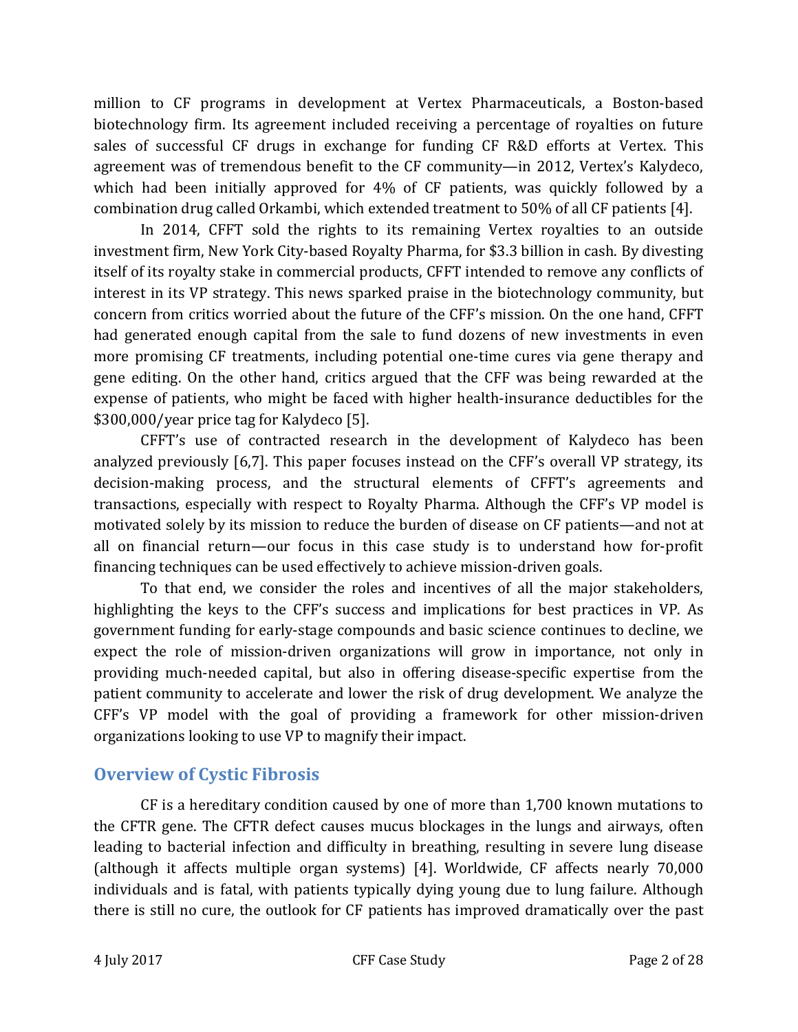million to CF programs in development at Vertex Pharmaceuticals, a Boston-based biotechnology firm. Its agreement included receiving a percentage of royalties on future sales of successful CF drugs in exchange for funding CF R&D efforts at Vertex. This agreement was of tremendous benefit to the CF community—in 2012, Vertex's Kalydeco, which had been initially approved for 4% of CF patients, was quickly followed by a combination drug called Orkambi, which extended treatment to 50% of all CF patients [4].

In 2014, CFFT sold the rights to its remaining Vertex royalties to an outside investment firm, New York City-based Royalty Pharma, for $3.3 billion in cash. By divesting itself of its royalty stake in commercial products, CFFT intended to remove any conflicts of interest in its VP strategy. This news sparked praise in the biotechnology community, but concern from critics worried about the future of the CFF's mission. On the one hand, CFFT had generated enough capital from the sale to fund dozens of new investments in even more promising CF treatments, including potential one-time cures via gene therapy and gene editing. On the other hand, critics argued that the CFF was being rewarded at the expense of patients, who might be faced with higher health-insurance deductibles for the $300,000/year price tag for Kalydeco [5].

CFFT's use of contracted research in the development of Kalydeco has been analyzed previously [6,7]. This paper focuses instead on the CFF's overall VP strategy, its decision-making process, and the structural elements of CFFT's agreements and transactions, especially with respect to Royalty Pharma. Although the CFF's VP model is motivated solely by its mission to reduce the burden of disease on CF patients—and not at all on financial return—our focus in this case study is to understand how for-profit financing techniques can be used effectively to achieve mission-driven goals.

To that end, we consider the roles and incentives of all the major stakeholders, highlighting the keys to the CFF's success and implications for best practices in VP. As government funding for early-stage compounds and basic science continues to decline, we expect the role of mission-driven organizations will grow in importance, not only in providing much-needed capital, but also in offering disease-specific expertise from the patient community to accelerate and lower the risk of drug development. We analyze the CFF's VP model with the goal of providing a framework for other mission-driven organizations looking to use VP to magnify their impact.

## Overview of Cystic Fibrosis

CF is a hereditary condition caused by one of more than 1,700 known mutations to the CFTR gene. The CFTR defect causes mucus blockages in the lungs and airways, often leading to bacterial infection and difficulty in breathing, resulting in severe lung disease (although it affects multiple organ systems) [4]. Worldwide, CF affects nearly 70,000 individuals and is fatal, with patients typically dying young due to lung failure. Although there is still no cure, the outlook for CF patients has improved dramatically over the past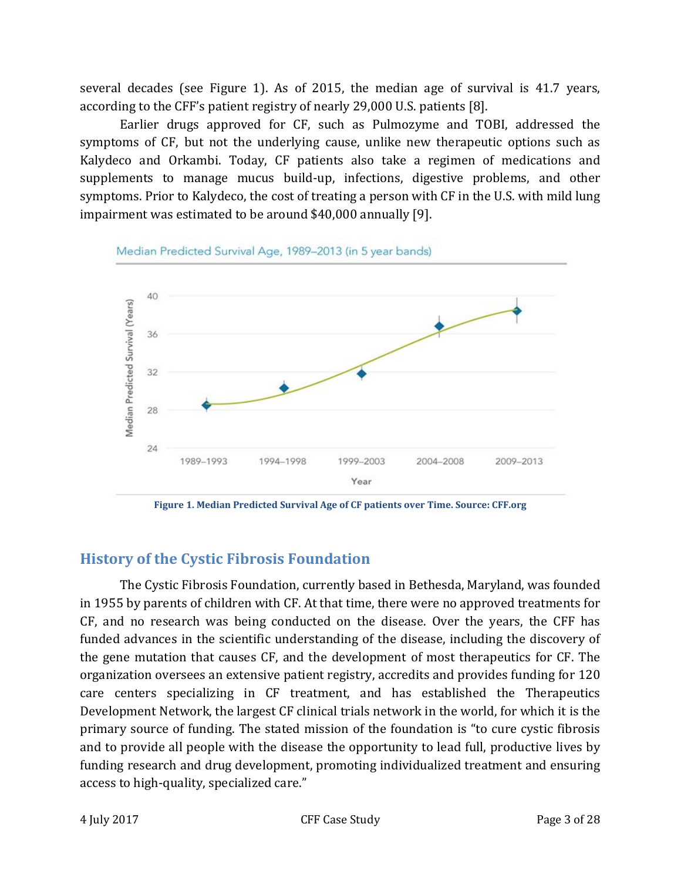several decades (see Figure 1). As of 2015, the median age of survival is 41.7 years, according to the CFF's patient registry of nearly 29,000 U.S. patients [8].

Earlier drugs approved for CF, such as Pulmozyme and TOBI, addressed the symptoms of CF, but not the underlying cause, unlike new therapeutic options such as Kalydeco and Orkambi. Today, CF patients also take a regimen of medications and supplements to manage mucus build-up, infections, digestive problems, and other symptoms. Prior to Kalydeco, the cost of treating a person with CF in the U.S. with mild lung impairment was estimated to be around $40,000 annually [9].

**Figure 1. Median Predicted Survival Age of CF patients over Time. Source: CFF.org**

## History of the Cystic Fibrosis Foundation

The Cystic Fibrosis Foundation, currently based in Bethesda, Maryland, was founded in 1955 by parents of children with CF. At that time, there were no approved treatments for CF, and no research was being conducted on the disease. Over the years, the CFF has funded advances in the scientific understanding of the disease, including the discovery of the gene mutation that causes CF, and the development of most therapeutics for CF. The organization oversees an extensive patient registry, accredits and provides funding for 120 care centers specializing in CF treatment, and has established the Therapeutics Development Network, the largest CF clinical trials network in the world, for which it is the primary source of funding. The stated mission of the foundation is "to cure cystic fibrosis and to provide all people with the disease the opportunity to lead full, productive lives by funding research and drug development, promoting individualized treatment and ensuring access to high-quality, specialized care."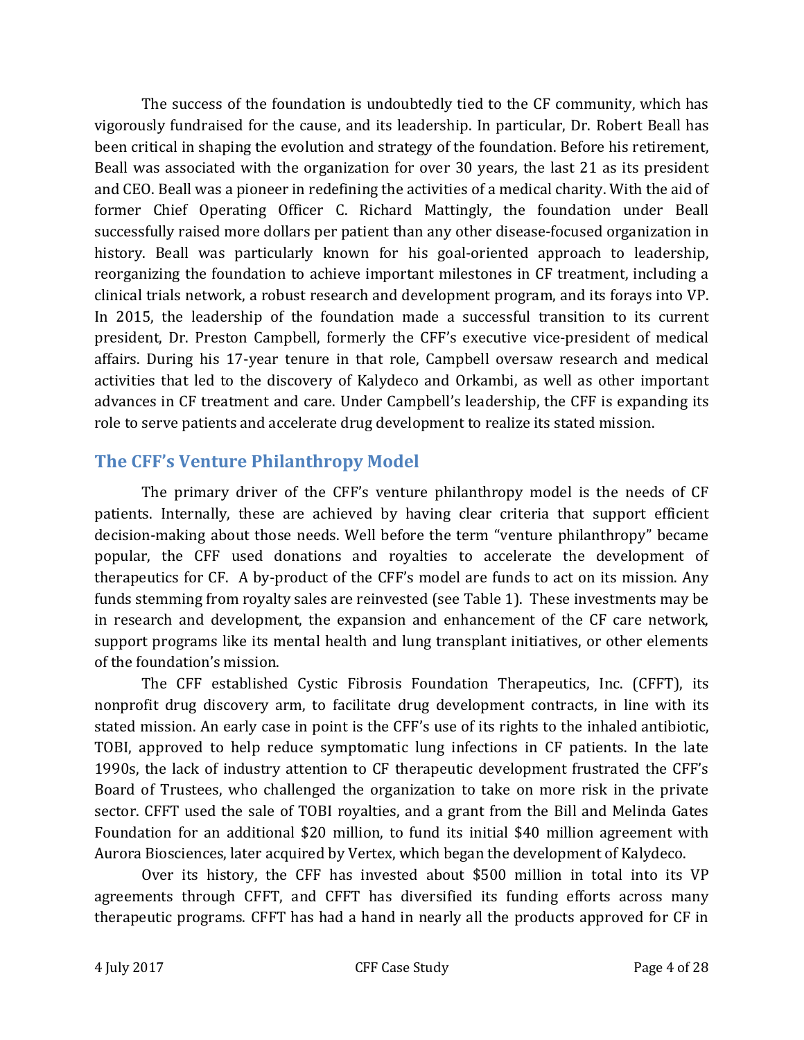The success of the foundation is undoubtedly tied to the CF community, which has vigorously fundraised for the cause, and its leadership. In particular, Dr. Robert Beall has been critical in shaping the evolution and strategy of the foundation. Before his retirement, Beall was associated with the organization for over 30 years, the last 21 as its president and CEO. Beall was a pioneer in redefining the activities of a medical charity. With the aid of former Chief Operating Officer C. Richard Mattingly, the foundation under Beall successfully raised more dollars per patient than any other disease-focused organization in history. Beall was particularly known for his goal-oriented approach to leadership, reorganizing the foundation to achieve important milestones in CF treatment, including a clinical trials network, a robust research and development program, and its forays into VP. In 2015, the leadership of the foundation made a successful transition to its current president, Dr. Preston Campbell, formerly the CFF's executive vice-president of medical affairs. During his 17-year tenure in that role, Campbell oversaw research and medical activities that led to the discovery of Kalydeco and Orkambi, as well as other important advances in CF treatment and care. Under Campbell's leadership, the CFF is expanding its role to serve patients and accelerate drug development to realize its stated mission.

## The CFF's Venture Philanthropy Model

The primary driver of the CFF's venture philanthropy model is the needs of CF patients. Internally, these are achieved by having clear criteria that support efficient decision-making about those needs. Well before the term "venture philanthropy" became popular, the CFF used donations and royalties to accelerate the development of therapeutics for CF. A by-product of the CFF's model are funds to act on its mission. Any funds stemming from royalty sales are reinvested (see Table 1). These investments may be in research and development, the expansion and enhancement of the CF care network, support programs like its mental health and lung transplant initiatives, or other elements of the foundation's mission.

The CFF established Cystic Fibrosis Foundation Therapeutics, Inc. (CFFT), its nonprofit drug discovery arm, to facilitate drug development contracts, in line with its stated mission. An early case in point is the CFF's use of its rights to the inhaled antibiotic, TOBI, approved to help reduce symptomatic lung infections in CF patients. In the late 1990s, the lack of industry attention to CF therapeutic development frustrated the CFF's Board of Trustees, who challenged the organization to take on more risk in the private sector. CFFT used the sale of TOBI royalties, and a grant from the Bill and Melinda Gates Foundation for an additional $20 million, to fund its initial $40 million agreement with Aurora Biosciences, later acquired by Vertex, which began the development of Kalydeco.

Over its history, the CFF has invested about $500 million in total into its VP agreements through CFFT, and CFFT has diversified its funding efforts across many therapeutic programs. CFFT has had a hand in nearly all the products approved for CF in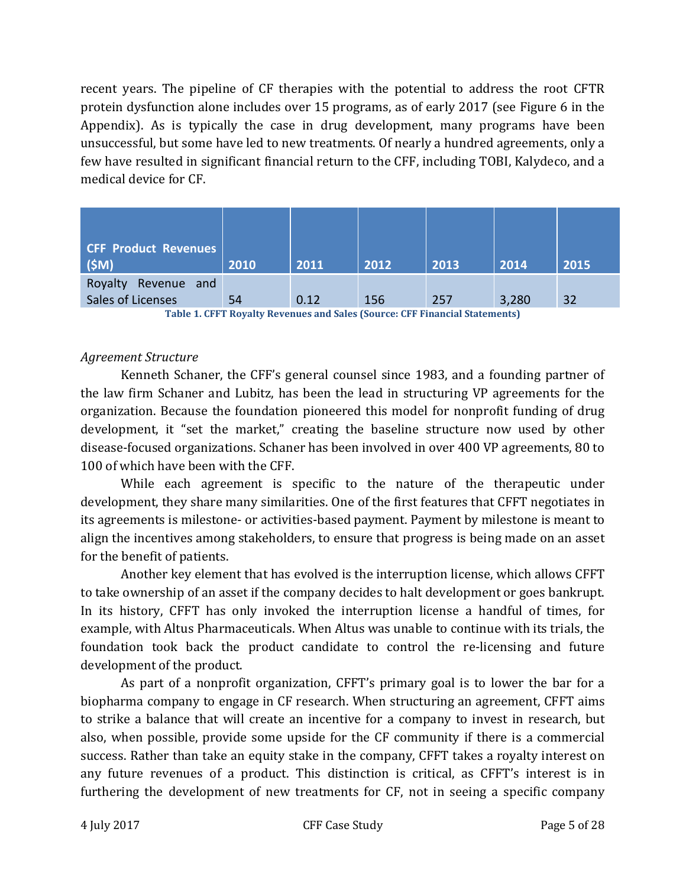recent years. The pipeline of CF therapies with the potential to address the root CFTR protein dysfunction alone includes over 15 programs, as of early 2017 (see Figure 6 in the Appendix). As is typically the case in drug development, many programs have been unsuccessful, but some have led to new treatments. Of nearly a hundred agreements, only a few have resulted in significant financial return to the CFF, including TOBI, Kalydeco, and a medical device for CF.

| CFF Product Revenues ($M) | 2010 | 2011 | 2012 | 2013 | 2014 | 2015 |
|---|---|---|---|---|---|---|
| Royalty Revenue and Sales of Licenses | 54 | 0.12 | 156 | 257 | 3,280 | 32 |

**Table 1. CFFT Royalty Revenues and Sales (Source: CFF Financial Statements)**

*Agreement Structure*

Kenneth Schaner, the CFF's general counsel since 1983, and a founding partner of the law firm Schaner and Lubitz, has been the lead in structuring VP agreements for the organization. Because the foundation pioneered this model for nonprofit funding of drug development, it "set the market," creating the baseline structure now used by other disease-focused organizations. Schaner has been involved in over 400 VP agreements, 80 to 100 of which have been with the CFF.

While each agreement is specific to the nature of the therapeutic under development, they share many similarities. One of the first features that CFFT negotiates in its agreements is milestone- or activities-based payment. Payment by milestone is meant to align the incentives among stakeholders, to ensure that progress is being made on an asset for the benefit of patients.

Another key element that has evolved is the interruption license, which allows CFFT to take ownership of an asset if the company decides to halt development or goes bankrupt. In its history, CFFT has only invoked the interruption license a handful of times, for example, with Altus Pharmaceuticals. When Altus was unable to continue with its trials, the foundation took back the product candidate to control the re-licensing and future development of the product.

As part of a nonprofit organization, CFFT's primary goal is to lower the bar for a biopharma company to engage in CF research. When structuring an agreement, CFFT aims to strike a balance that will create an incentive for a company to invest in research, but also, when possible, provide some upside for the CF community if there is a commercial success. Rather than take an equity stake in the company, CFFT takes a royalty interest on any future revenues of a product. This distinction is critical, as CFFT's interest is in furthering the development of new treatments for CF, not in seeing a specific company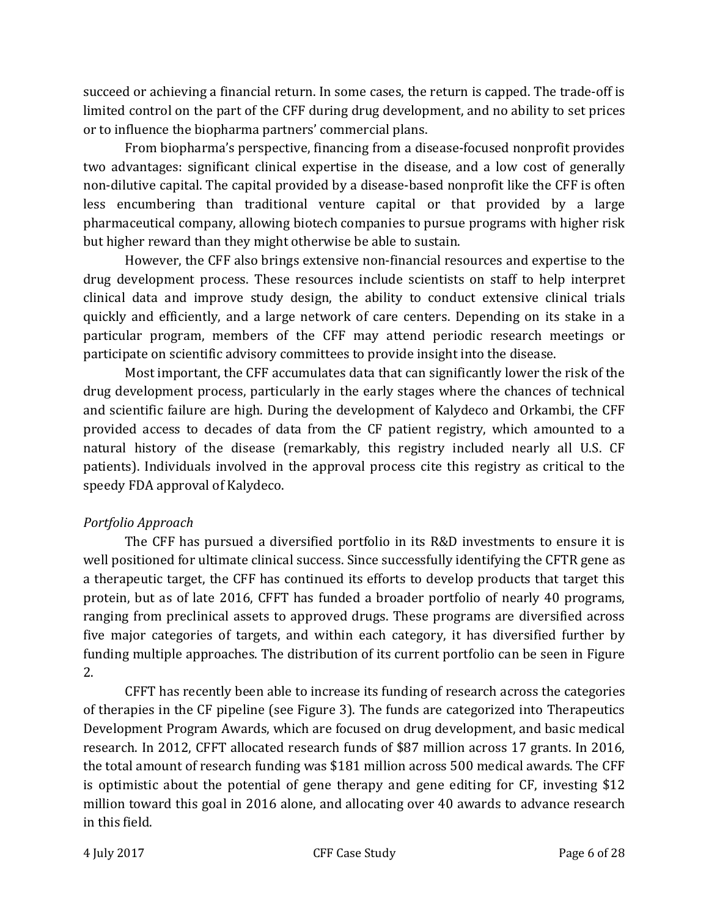succeed or achieving a financial return. In some cases, the return is capped. The trade-off is limited control on the part of the CFF during drug development, and no ability to set prices or to influence the biopharma partners' commercial plans.

From biopharma's perspective, financing from a disease-focused nonprofit provides two advantages: significant clinical expertise in the disease, and a low cost of generally non-dilutive capital. The capital provided by a disease-based nonprofit like the CFF is often less encumbering than traditional venture capital or that provided by a large pharmaceutical company, allowing biotech companies to pursue programs with higher risk but higher reward than they might otherwise be able to sustain.

However, the CFF also brings extensive non-financial resources and expertise to the drug development process. These resources include scientists on staff to help interpret clinical data and improve study design, the ability to conduct extensive clinical trials quickly and efficiently, and a large network of care centers. Depending on its stake in a particular program, members of the CFF may attend periodic research meetings or participate on scientific advisory committees to provide insight into the disease.

Most important, the CFF accumulates data that can significantly lower the risk of the drug development process, particularly in the early stages where the chances of technical and scientific failure are high. During the development of Kalydeco and Orkambi, the CFF provided access to decades of data from the CF patient registry, which amounted to a natural history of the disease (remarkably, this registry included nearly all U.S. CF patients). Individuals involved in the approval process cite this registry as critical to the speedy FDA approval of Kalydeco.

*Portfolio Approach*

The CFF has pursued a diversified portfolio in its R&D investments to ensure it is well positioned for ultimate clinical success. Since successfully identifying the CFTR gene as a therapeutic target, the CFF has continued its efforts to develop products that target this protein, but as of late 2016, CFFT has funded a broader portfolio of nearly 40 programs, ranging from preclinical assets to approved drugs. These programs are diversified across five major categories of targets, and within each category, it has diversified further by funding multiple approaches. The distribution of its current portfolio can be seen in Figure 2.

CFFT has recently been able to increase its funding of research across the categories of therapies in the CF pipeline (see Figure 3). The funds are categorized into Therapeutics Development Program Awards, which are focused on drug development, and basic medical research. In 2012, CFFT allocated research funds of \$87 million across 17 grants. In 2016, the total amount of research funding was \$181 million across 500 medical awards. The CFF is optimistic about the potential of gene therapy and gene editing for CF, investing \$12 million toward this goal in 2016 alone, and allocating over 40 awards to advance research in this field.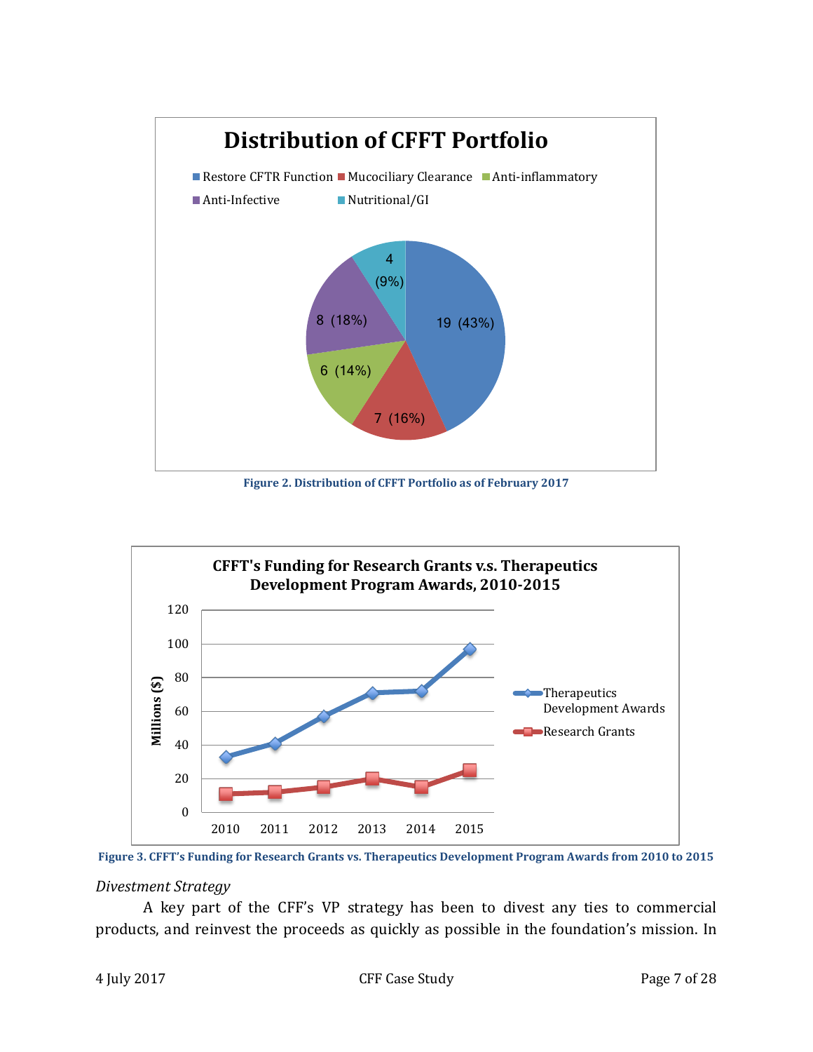**Distribution of CFFT Portfolio**

| Category | Count | Percent |
|---|---|---|
| Restore CFTR Function | 19 | 43% |
| Mucociliary Clearance | 7 | 16% |
| Anti-inflammatory | 6 | 14% |
| Anti-Infective | 8 | 18% |
| Nutritional/GI | 4 | 9% |

**Figure 2. Distribution of CFFT Portfolio as of February 2017**

**CFFT's Funding for Research Grants v.s. Therapeutics Development Program Awards, 2010-2015**

**Figure 3. CFFT's Funding for Research Grants vs. Therapeutics Development Program Awards from 2010 to 2015**

*Divestment Strategy*

A key part of the CFF's VP strategy has been to divest any ties to commercial products, and reinvest the proceeds as quickly as possible in the foundation's mission. In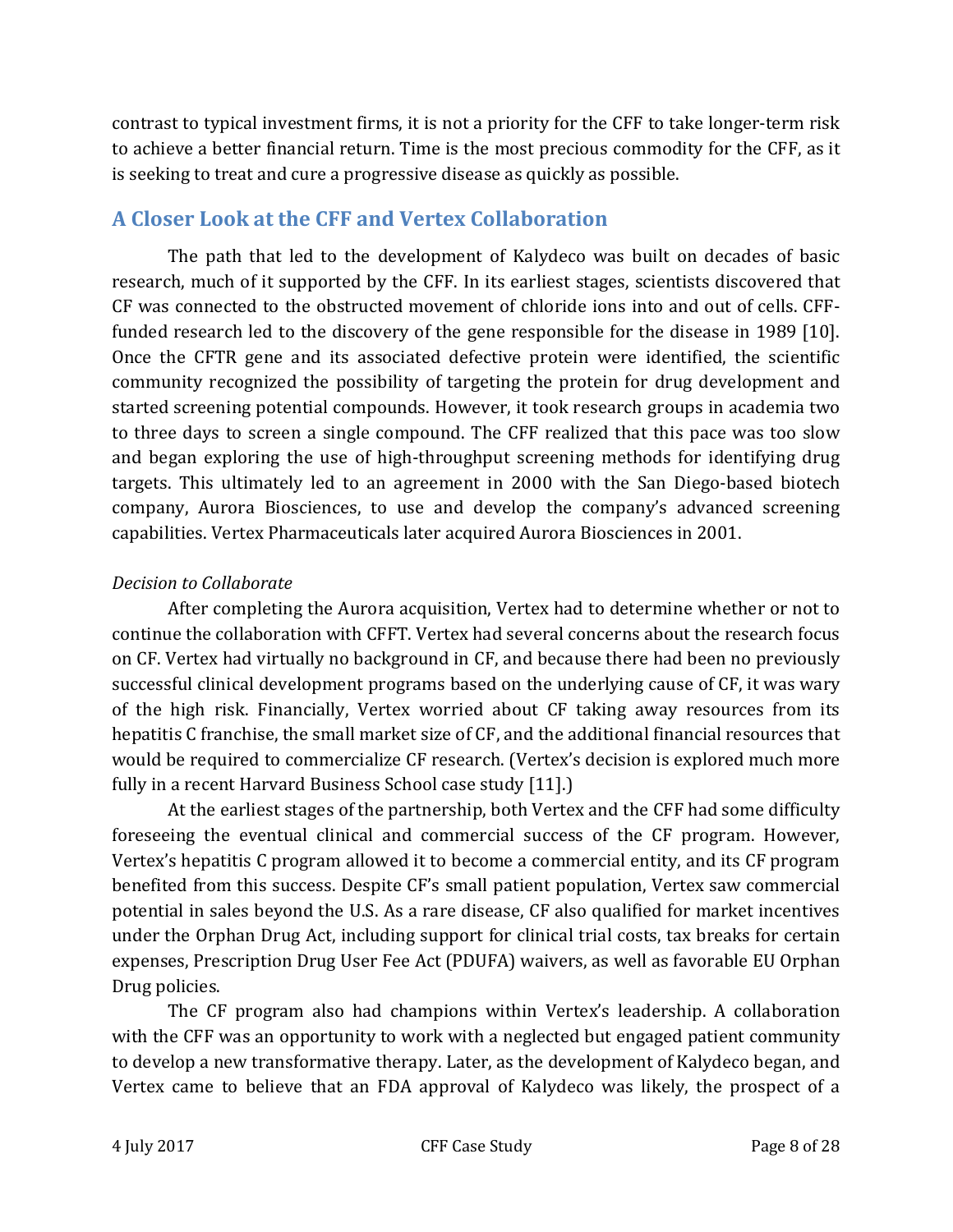contrast to typical investment firms, it is not a priority for the CFF to take longer-term risk to achieve a better financial return. Time is the most precious commodity for the CFF, as it is seeking to treat and cure a progressive disease as quickly as possible.

## A Closer Look at the CFF and Vertex Collaboration

The path that led to the development of Kalydeco was built on decades of basic research, much of it supported by the CFF. In its earliest stages, scientists discovered that CF was connected to the obstructed movement of chloride ions into and out of cells. CFF-funded research led to the discovery of the gene responsible for the disease in 1989 [10]. Once the CFTR gene and its associated defective protein were identified, the scientific community recognized the possibility of targeting the protein for drug development and started screening potential compounds. However, it took research groups in academia two to three days to screen a single compound. The CFF realized that this pace was too slow and began exploring the use of high-throughput screening methods for identifying drug targets. This ultimately led to an agreement in 2000 with the San Diego-based biotech company, Aurora Biosciences, to use and develop the company's advanced screening capabilities. Vertex Pharmaceuticals later acquired Aurora Biosciences in 2001.

*Decision to Collaborate*

After completing the Aurora acquisition, Vertex had to determine whether or not to continue the collaboration with CFFT. Vertex had several concerns about the research focus on CF. Vertex had virtually no background in CF, and because there had been no previously successful clinical development programs based on the underlying cause of CF, it was wary of the high risk. Financially, Vertex worried about CF taking away resources from its hepatitis C franchise, the small market size of CF, and the additional financial resources that would be required to commercialize CF research. (Vertex's decision is explored much more fully in a recent Harvard Business School case study [11].)

At the earliest stages of the partnership, both Vertex and the CFF had some difficulty foreseeing the eventual clinical and commercial success of the CF program. However, Vertex's hepatitis C program allowed it to become a commercial entity, and its CF program benefited from this success. Despite CF's small patient population, Vertex saw commercial potential in sales beyond the U.S. As a rare disease, CF also qualified for market incentives under the Orphan Drug Act, including support for clinical trial costs, tax breaks for certain expenses, Prescription Drug User Fee Act (PDUFA) waivers, as well as favorable EU Orphan Drug policies.

The CF program also had champions within Vertex's leadership. A collaboration with the CFF was an opportunity to work with a neglected but engaged patient community to develop a new transformative therapy. Later, as the development of Kalydeco began, and Vertex came to believe that an FDA approval of Kalydeco was likely, the prospect of a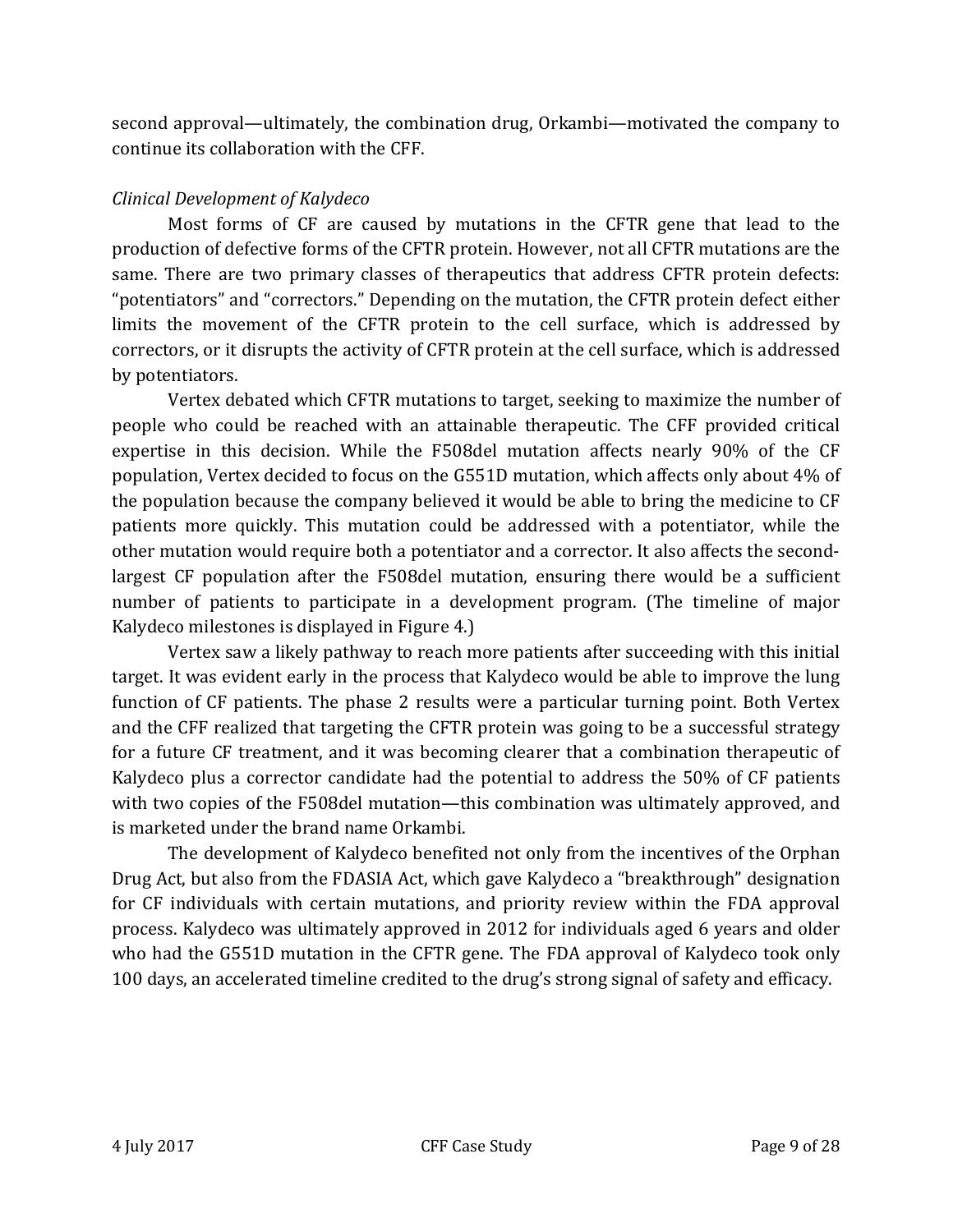second approval—ultimately, the combination drug, Orkambi—motivated the company to continue its collaboration with the CFF.

*Clinical Development of Kalydeco*

Most forms of CF are caused by mutations in the CFTR gene that lead to the production of defective forms of the CFTR protein. However, not all CFTR mutations are the same. There are two primary classes of therapeutics that address CFTR protein defects: "potentiators" and "correctors." Depending on the mutation, the CFTR protein defect either limits the movement of the CFTR protein to the cell surface, which is addressed by correctors, or it disrupts the activity of CFTR protein at the cell surface, which is addressed by potentiators.

Vertex debated which CFTR mutations to target, seeking to maximize the number of people who could be reached with an attainable therapeutic. The CFF provided critical expertise in this decision. While the F508del mutation affects nearly 90% of the CF population, Vertex decided to focus on the G551D mutation, which affects only about 4% of the population because the company believed it would be able to bring the medicine to CF patients more quickly. This mutation could be addressed with a potentiator, while the other mutation would require both a potentiator and a corrector. It also affects the second-largest CF population after the F508del mutation, ensuring there would be a sufficient number of patients to participate in a development program. (The timeline of major Kalydeco milestones is displayed in Figure 4.)

Vertex saw a likely pathway to reach more patients after succeeding with this initial target. It was evident early in the process that Kalydeco would be able to improve the lung function of CF patients. The phase 2 results were a particular turning point. Both Vertex and the CFF realized that targeting the CFTR protein was going to be a successful strategy for a future CF treatment, and it was becoming clearer that a combination therapeutic of Kalydeco plus a corrector candidate had the potential to address the 50% of CF patients with two copies of the F508del mutation—this combination was ultimately approved, and is marketed under the brand name Orkambi.

The development of Kalydeco benefited not only from the incentives of the Orphan Drug Act, but also from the FDASIA Act, which gave Kalydeco a "breakthrough" designation for CF individuals with certain mutations, and priority review within the FDA approval process. Kalydeco was ultimately approved in 2012 for individuals aged 6 years and older who had the G551D mutation in the CFTR gene. The FDA approval of Kalydeco took only 100 days, an accelerated timeline credited to the drug's strong signal of safety and efficacy.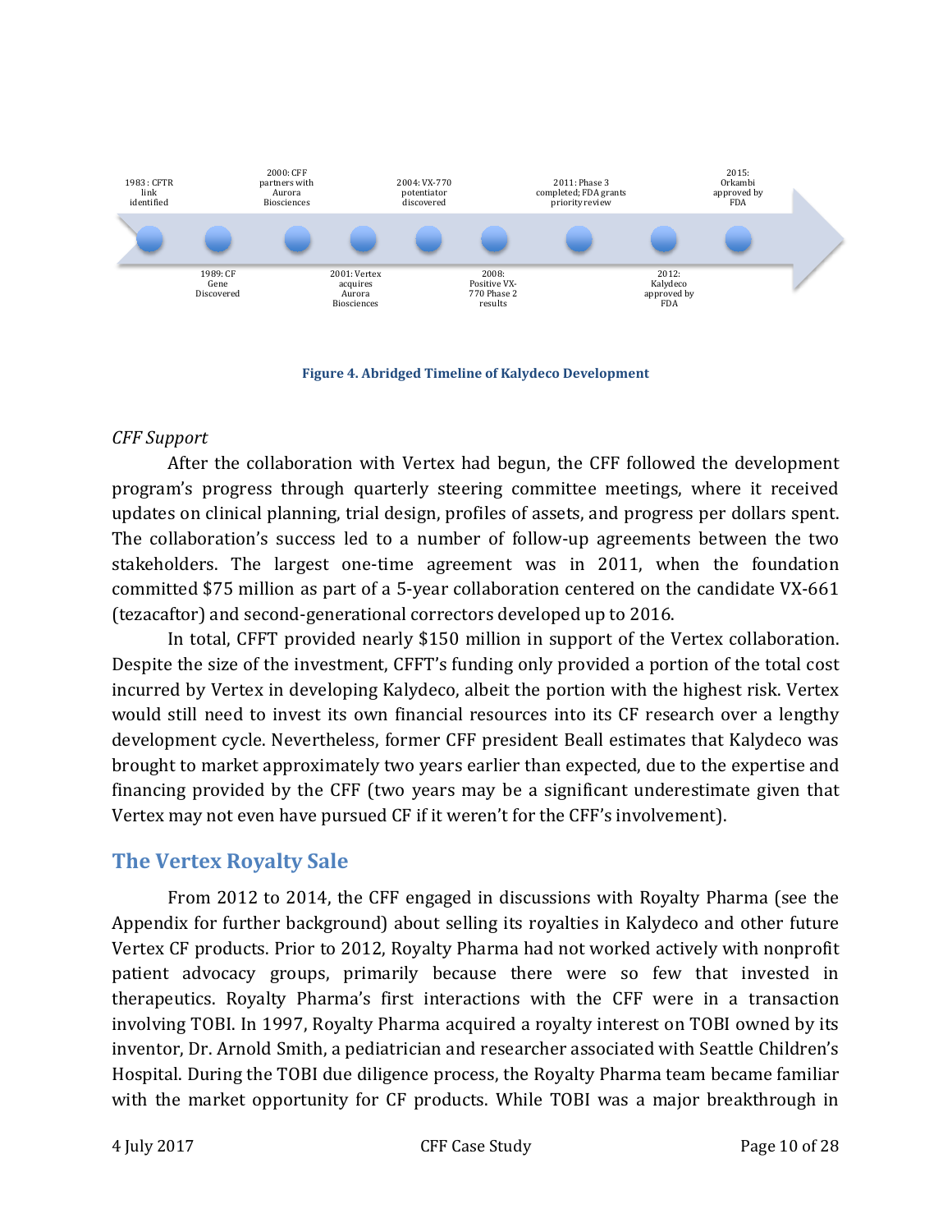1983 : CFTR link identified

1989: CF Gene Discovered

2000: CFF partners with Aurora Biosciences

2001: Vertex acquires Aurora Biosciences

2004: VX-770 potentiator discovered

2008: Positive VX-770 Phase 2 results

2011: Phase 3 completed; FDA grants priority review

2012: Kalydeco approved by FDA

2015: Orkambi approved by FDA

**Figure 4. Abridged Timeline of Kalydeco Development**

*CFF Support*

After the collaboration with Vertex had begun, the CFF followed the development program's progress through quarterly steering committee meetings, where it received updates on clinical planning, trial design, profiles of assets, and progress per dollars spent. The collaboration's success led to a number of follow-up agreements between the two stakeholders. The largest one-time agreement was in 2011, when the foundation committed $75 million as part of a 5-year collaboration centered on the candidate VX-661 (tezacaftor) and second-generational correctors developed up to 2016.

In total, CFFT provided nearly $150 million in support of the Vertex collaboration. Despite the size of the investment, CFFT's funding only provided a portion of the total cost incurred by Vertex in developing Kalydeco, albeit the portion with the highest risk. Vertex would still need to invest its own financial resources into its CF research over a lengthy development cycle. Nevertheless, former CFF president Beall estimates that Kalydeco was brought to market approximately two years earlier than expected, due to the expertise and financing provided by the CFF (two years may be a significant underestimate given that Vertex may not even have pursued CF if it weren't for the CFF's involvement).

## The Vertex Royalty Sale

From 2012 to 2014, the CFF engaged in discussions with Royalty Pharma (see the Appendix for further background) about selling its royalties in Kalydeco and other future Vertex CF products. Prior to 2012, Royalty Pharma had not worked actively with nonprofit patient advocacy groups, primarily because there were so few that invested in therapeutics. Royalty Pharma's first interactions with the CFF were in a transaction involving TOBI. In 1997, Royalty Pharma acquired a royalty interest on TOBI owned by its inventor, Dr. Arnold Smith, a pediatrician and researcher associated with Seattle Children's Hospital. During the TOBI due diligence process, the Royalty Pharma team became familiar with the market opportunity for CF products. While TOBI was a major breakthrough in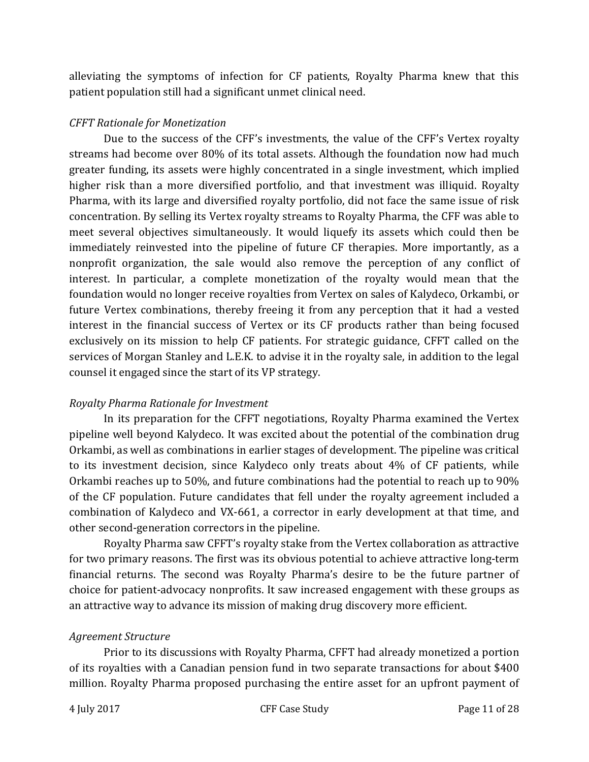alleviating the symptoms of infection for CF patients, Royalty Pharma knew that this patient population still had a significant unmet clinical need.

### *CFFT Rationale for Monetization*

Due to the success of the CFF's investments, the value of the CFF's Vertex royalty streams had become over 80% of its total assets. Although the foundation now had much greater funding, its assets were highly concentrated in a single investment, which implied higher risk than a more diversified portfolio, and that investment was illiquid. Royalty Pharma, with its large and diversified royalty portfolio, did not face the same issue of risk concentration. By selling its Vertex royalty streams to Royalty Pharma, the CFF was able to meet several objectives simultaneously. It would liquefy its assets which could then be immediately reinvested into the pipeline of future CF therapies. More importantly, as a nonprofit organization, the sale would also remove the perception of any conflict of interest. In particular, a complete monetization of the royalty would mean that the foundation would no longer receive royalties from Vertex on sales of Kalydeco, Orkambi, or future Vertex combinations, thereby freeing it from any perception that it had a vested interest in the financial success of Vertex or its CF products rather than being focused exclusively on its mission to help CF patients. For strategic guidance, CFFT called on the services of Morgan Stanley and L.E.K. to advise it in the royalty sale, in addition to the legal counsel it engaged since the start of its VP strategy.

### *Royalty Pharma Rationale for Investment*

In its preparation for the CFFT negotiations, Royalty Pharma examined the Vertex pipeline well beyond Kalydeco. It was excited about the potential of the combination drug Orkambi, as well as combinations in earlier stages of development. The pipeline was critical to its investment decision, since Kalydeco only treats about 4% of CF patients, while Orkambi reaches up to 50%, and future combinations had the potential to reach up to 90% of the CF population. Future candidates that fell under the royalty agreement included a combination of Kalydeco and VX-661, a corrector in early development at that time, and other second-generation correctors in the pipeline.

Royalty Pharma saw CFFT's royalty stake from the Vertex collaboration as attractive for two primary reasons. The first was its obvious potential to achieve attractive long-term financial returns. The second was Royalty Pharma's desire to be the future partner of choice for patient-advocacy nonprofits. It saw increased engagement with these groups as an attractive way to advance its mission of making drug discovery more efficient.

### *Agreement Structure*

Prior to its discussions with Royalty Pharma, CFFT had already monetized a portion of its royalties with a Canadian pension fund in two separate transactions for about $400 million. Royalty Pharma proposed purchasing the entire asset for an upfront payment of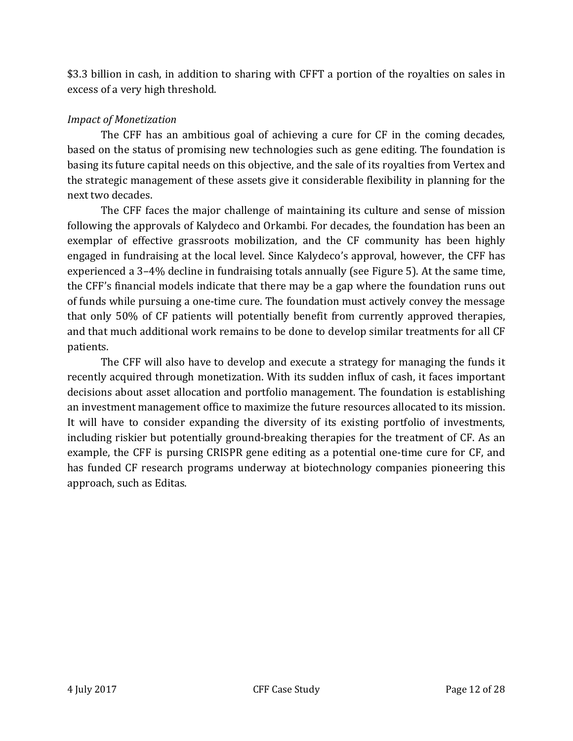$3.3 billion in cash, in addition to sharing with CFFT a portion of the royalties on sales in excess of a very high threshold.

*Impact of Monetization*

The CFF has an ambitious goal of achieving a cure for CF in the coming decades, based on the status of promising new technologies such as gene editing. The foundation is basing its future capital needs on this objective, and the sale of its royalties from Vertex and the strategic management of these assets give it considerable flexibility in planning for the next two decades.

The CFF faces the major challenge of maintaining its culture and sense of mission following the approvals of Kalydeco and Orkambi. For decades, the foundation has been an exemplar of effective grassroots mobilization, and the CF community has been highly engaged in fundraising at the local level. Since Kalydeco's approval, however, the CFF has experienced a 3–4% decline in fundraising totals annually (see Figure 5). At the same time, the CFF's financial models indicate that there may be a gap where the foundation runs out of funds while pursuing a one-time cure. The foundation must actively convey the message that only 50% of CF patients will potentially benefit from currently approved therapies, and that much additional work remains to be done to develop similar treatments for all CF patients.

The CFF will also have to develop and execute a strategy for managing the funds it recently acquired through monetization. With its sudden influx of cash, it faces important decisions about asset allocation and portfolio management. The foundation is establishing an investment management office to maximize the future resources allocated to its mission. It will have to consider expanding the diversity of its existing portfolio of investments, including riskier but potentially ground-breaking therapies for the treatment of CF. As an example, the CFF is pursing CRISPR gene editing as a potential one-time cure for CF, and has funded CF research programs underway at biotechnology companies pioneering this approach, such as Editas.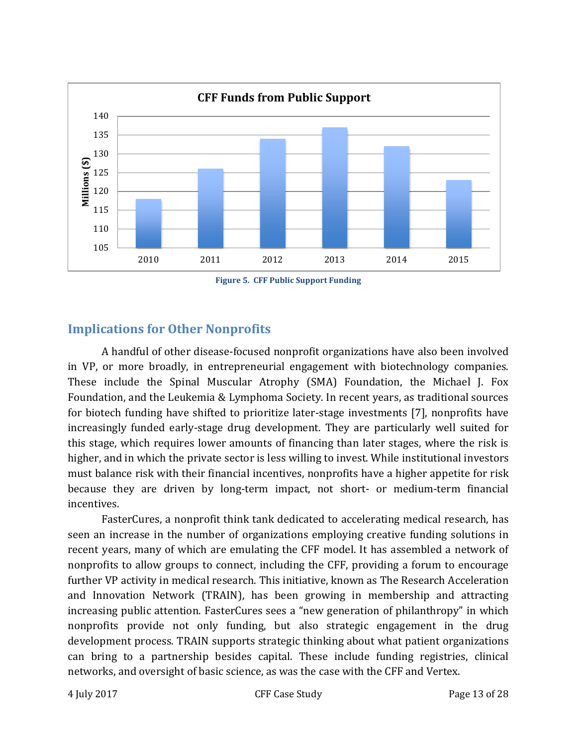Figure 5. CFF Public Support Funding

## Implications for Other Nonprofits

A handful of other disease-focused nonprofit organizations have also been involved in VP, or more broadly, in entrepreneurial engagement with biotechnology companies. These include the Spinal Muscular Atrophy (SMA) Foundation, the Michael J. Fox Foundation, and the Leukemia & Lymphoma Society. In recent years, as traditional sources for biotech funding have shifted to prioritize later-stage investments [7], nonprofits have increasingly funded early-stage drug development. They are particularly well suited for this stage, which requires lower amounts of financing than later stages, where the risk is higher, and in which the private sector is less willing to invest. While institutional investors must balance risk with their financial incentives, nonprofits have a higher appetite for risk because they are driven by long-term impact, not short- or medium-term financial incentives.

FasterCures, a nonprofit think tank dedicated to accelerating medical research, has seen an increase in the number of organizations employing creative funding solutions in recent years, many of which are emulating the CFF model. It has assembled a network of nonprofits to allow groups to connect, including the CFF, providing a forum to encourage further VP activity in medical research. This initiative, known as The Research Acceleration and Innovation Network (TRAIN), has been growing in membership and attracting increasing public attention. FasterCures sees a "new generation of philanthropy" in which nonprofits provide not only funding, but also strategic engagement in the drug development process. TRAIN supports strategic thinking about what patient organizations can bring to a partnership besides capital. These include funding registries, clinical networks, and oversight of basic science, as was the case with the CFF and Vertex.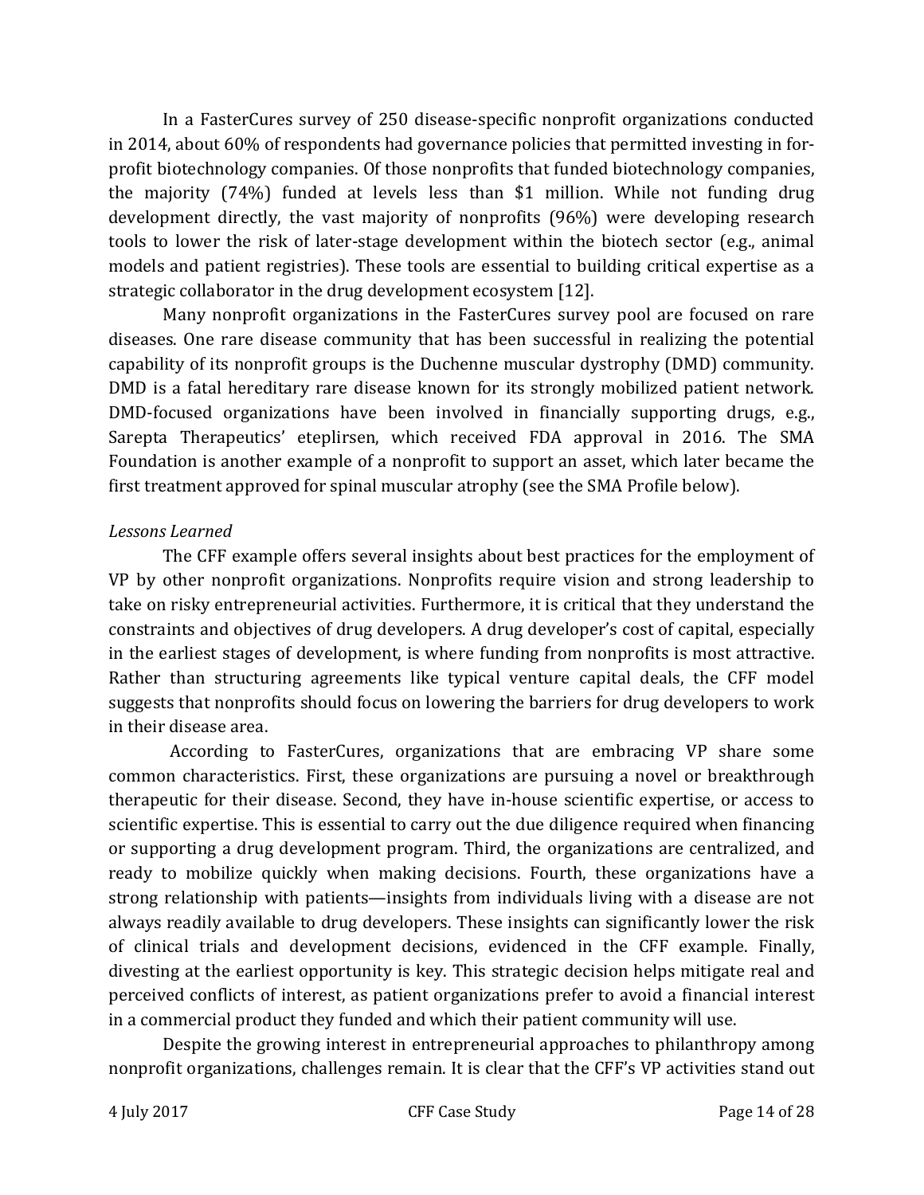In a FasterCures survey of 250 disease-specific nonprofit organizations conducted in 2014, about 60% of respondents had governance policies that permitted investing in for-profit biotechnology companies. Of those nonprofits that funded biotechnology companies, the majority (74%) funded at levels less than $1 million. While not funding drug development directly, the vast majority of nonprofits (96%) were developing research tools to lower the risk of later-stage development within the biotech sector (e.g., animal models and patient registries). These tools are essential to building critical expertise as a strategic collaborator in the drug development ecosystem [12].

Many nonprofit organizations in the FasterCures survey pool are focused on rare diseases. One rare disease community that has been successful in realizing the potential capability of its nonprofit groups is the Duchenne muscular dystrophy (DMD) community. DMD is a fatal hereditary rare disease known for its strongly mobilized patient network. DMD-focused organizations have been involved in financially supporting drugs, e.g., Sarepta Therapeutics' eteplirsen, which received FDA approval in 2016. The SMA Foundation is another example of a nonprofit to support an asset, which later became the first treatment approved for spinal muscular atrophy (see the SMA Profile below).

*Lessons Learned*

The CFF example offers several insights about best practices for the employment of VP by other nonprofit organizations. Nonprofits require vision and strong leadership to take on risky entrepreneurial activities. Furthermore, it is critical that they understand the constraints and objectives of drug developers. A drug developer's cost of capital, especially in the earliest stages of development, is where funding from nonprofits is most attractive. Rather than structuring agreements like typical venture capital deals, the CFF model suggests that nonprofits should focus on lowering the barriers for drug developers to work in their disease area.

According to FasterCures, organizations that are embracing VP share some common characteristics. First, these organizations are pursuing a novel or breakthrough therapeutic for their disease. Second, they have in-house scientific expertise, or access to scientific expertise. This is essential to carry out the due diligence required when financing or supporting a drug development program. Third, the organizations are centralized, and ready to mobilize quickly when making decisions. Fourth, these organizations have a strong relationship with patients—insights from individuals living with a disease are not always readily available to drug developers. These insights can significantly lower the risk of clinical trials and development decisions, evidenced in the CFF example. Finally, divesting at the earliest opportunity is key. This strategic decision helps mitigate real and perceived conflicts of interest, as patient organizations prefer to avoid a financial interest in a commercial product they funded and which their patient community will use.

Despite the growing interest in entrepreneurial approaches to philanthropy among nonprofit organizations, challenges remain. It is clear that the CFF's VP activities stand out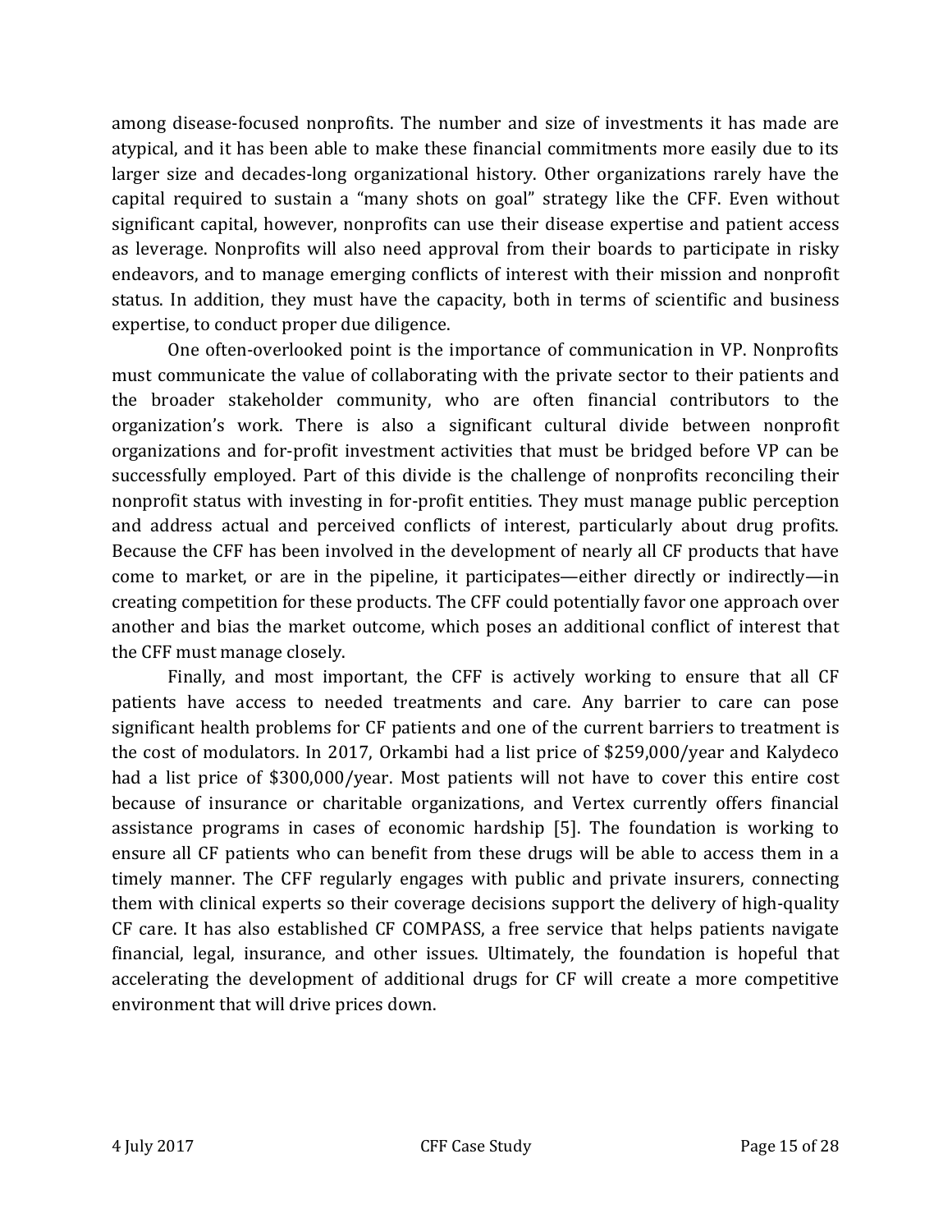among disease-focused nonprofits. The number and size of investments it has made are atypical, and it has been able to make these financial commitments more easily due to its larger size and decades-long organizational history. Other organizations rarely have the capital required to sustain a "many shots on goal" strategy like the CFF. Even without significant capital, however, nonprofits can use their disease expertise and patient access as leverage. Nonprofits will also need approval from their boards to participate in risky endeavors, and to manage emerging conflicts of interest with their mission and nonprofit status. In addition, they must have the capacity, both in terms of scientific and business expertise, to conduct proper due diligence.

One often-overlooked point is the importance of communication in VP. Nonprofits must communicate the value of collaborating with the private sector to their patients and the broader stakeholder community, who are often financial contributors to the organization's work. There is also a significant cultural divide between nonprofit organizations and for-profit investment activities that must be bridged before VP can be successfully employed. Part of this divide is the challenge of nonprofits reconciling their nonprofit status with investing in for-profit entities. They must manage public perception and address actual and perceived conflicts of interest, particularly about drug profits. Because the CFF has been involved in the development of nearly all CF products that have come to market, or are in the pipeline, it participates—either directly or indirectly—in creating competition for these products. The CFF could potentially favor one approach over another and bias the market outcome, which poses an additional conflict of interest that the CFF must manage closely.

Finally, and most important, the CFF is actively working to ensure that all CF patients have access to needed treatments and care. Any barrier to care can pose significant health problems for CF patients and one of the current barriers to treatment is the cost of modulators. In 2017, Orkambi had a list price of $259,000/year and Kalydeco had a list price of $300,000/year. Most patients will not have to cover this entire cost because of insurance or charitable organizations, and Vertex currently offers financial assistance programs in cases of economic hardship [5]. The foundation is working to ensure all CF patients who can benefit from these drugs will be able to access them in a timely manner. The CFF regularly engages with public and private insurers, connecting them with clinical experts so their coverage decisions support the delivery of high-quality CF care. It has also established CF COMPASS, a free service that helps patients navigate financial, legal, insurance, and other issues. Ultimately, the foundation is hopeful that accelerating the development of additional drugs for CF will create a more competitive environment that will drive prices down.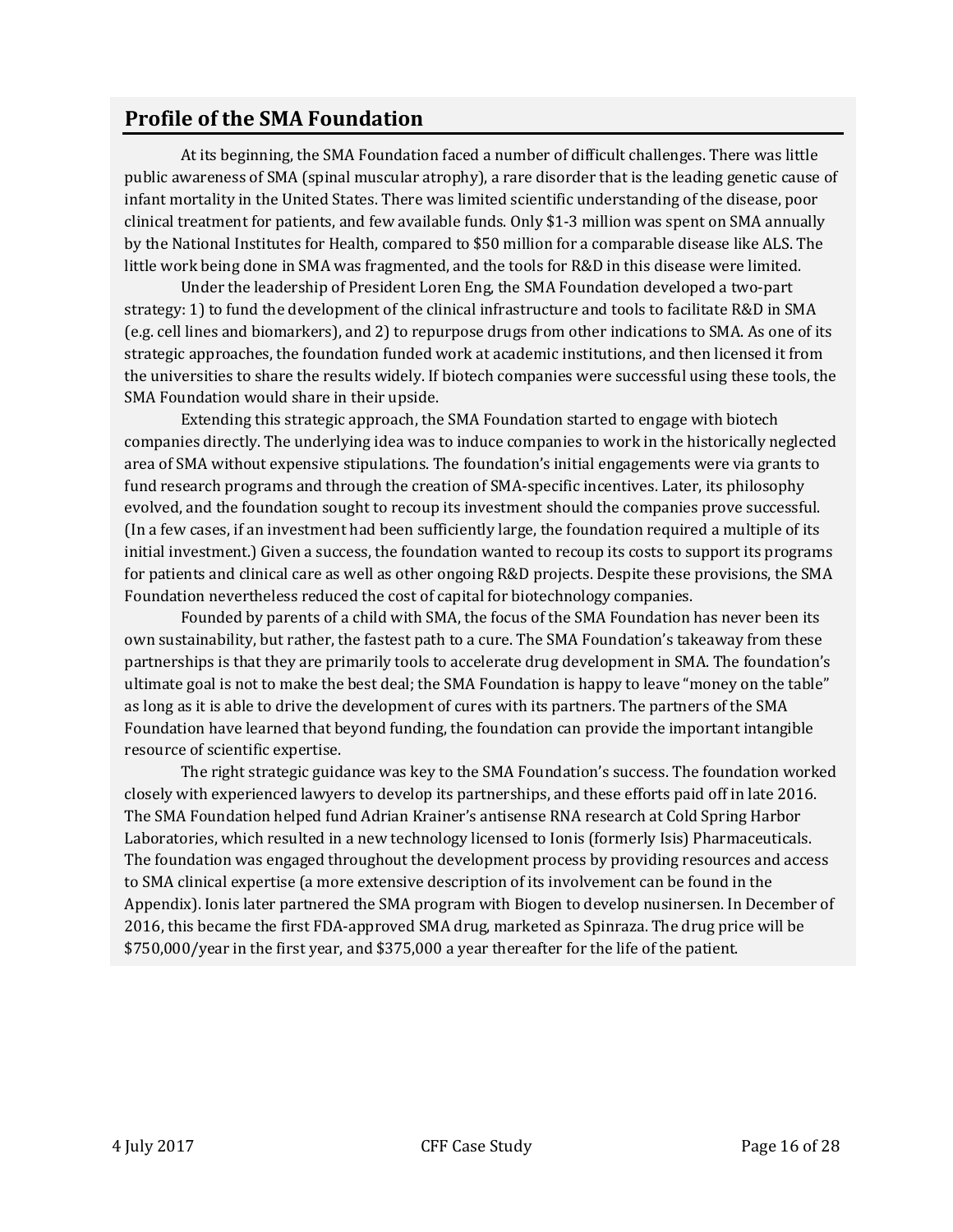## Profile of the SMA Foundation

At its beginning, the SMA Foundation faced a number of difficult challenges. There was little public awareness of SMA (spinal muscular atrophy), a rare disorder that is the leading genetic cause of infant mortality in the United States. There was limited scientific understanding of the disease, poor clinical treatment for patients, and few available funds. Only $1-3 million was spent on SMA annually by the National Institutes for Health, compared to $50 million for a comparable disease like ALS. The little work being done in SMA was fragmented, and the tools for R&D in this disease were limited.

Under the leadership of President Loren Eng, the SMA Foundation developed a two-part strategy: 1) to fund the development of the clinical infrastructure and tools to facilitate R&D in SMA (e.g. cell lines and biomarkers), and 2) to repurpose drugs from other indications to SMA. As one of its strategic approaches, the foundation funded work at academic institutions, and then licensed it from the universities to share the results widely. If biotech companies were successful using these tools, the SMA Foundation would share in their upside.

Extending this strategic approach, the SMA Foundation started to engage with biotech companies directly. The underlying idea was to induce companies to work in the historically neglected area of SMA without expensive stipulations. The foundation's initial engagements were via grants to fund research programs and through the creation of SMA-specific incentives. Later, its philosophy evolved, and the foundation sought to recoup its investment should the companies prove successful. (In a few cases, if an investment had been sufficiently large, the foundation required a multiple of its initial investment.) Given a success, the foundation wanted to recoup its costs to support its programs for patients and clinical care as well as other ongoing R&D projects. Despite these provisions, the SMA Foundation nevertheless reduced the cost of capital for biotechnology companies.

Founded by parents of a child with SMA, the focus of the SMA Foundation has never been its own sustainability, but rather, the fastest path to a cure. The SMA Foundation's takeaway from these partnerships is that they are primarily tools to accelerate drug development in SMA. The foundation's ultimate goal is not to make the best deal; the SMA Foundation is happy to leave "money on the table" as long as it is able to drive the development of cures with its partners. The partners of the SMA Foundation have learned that beyond funding, the foundation can provide the important intangible resource of scientific expertise.

The right strategic guidance was key to the SMA Foundation's success. The foundation worked closely with experienced lawyers to develop its partnerships, and these efforts paid off in late 2016. The SMA Foundation helped fund Adrian Krainer's antisense RNA research at Cold Spring Harbor Laboratories, which resulted in a new technology licensed to Ionis (formerly Isis) Pharmaceuticals. The foundation was engaged throughout the development process by providing resources and access to SMA clinical expertise (a more extensive description of its involvement can be found in the Appendix). Ionis later partnered the SMA program with Biogen to develop nusinersen. In December of 2016, this became the first FDA-approved SMA drug, marketed as Spinraza. The drug price will be $750,000/year in the first year, and $375,000 a year thereafter for the life of the patient.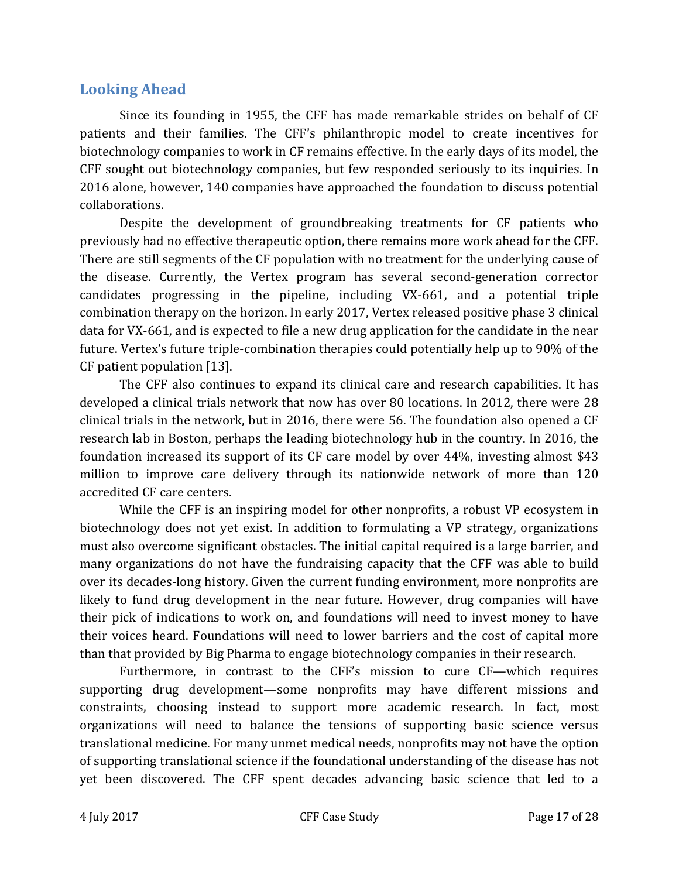## Looking Ahead

Since its founding in 1955, the CFF has made remarkable strides on behalf of CF patients and their families. The CFF's philanthropic model to create incentives for biotechnology companies to work in CF remains effective. In the early days of its model, the CFF sought out biotechnology companies, but few responded seriously to its inquiries. In 2016 alone, however, 140 companies have approached the foundation to discuss potential collaborations.

Despite the development of groundbreaking treatments for CF patients who previously had no effective therapeutic option, there remains more work ahead for the CFF. There are still segments of the CF population with no treatment for the underlying cause of the disease. Currently, the Vertex program has several second-generation corrector candidates progressing in the pipeline, including VX-661, and a potential triple combination therapy on the horizon. In early 2017, Vertex released positive phase 3 clinical data for VX-661, and is expected to file a new drug application for the candidate in the near future. Vertex's future triple-combination therapies could potentially help up to 90% of the CF patient population [13].

The CFF also continues to expand its clinical care and research capabilities. It has developed a clinical trials network that now has over 80 locations. In 2012, there were 28 clinical trials in the network, but in 2016, there were 56. The foundation also opened a CF research lab in Boston, perhaps the leading biotechnology hub in the country. In 2016, the foundation increased its support of its CF care model by over 44%, investing almost $43 million to improve care delivery through its nationwide network of more than 120 accredited CF care centers.

While the CFF is an inspiring model for other nonprofits, a robust VP ecosystem in biotechnology does not yet exist. In addition to formulating a VP strategy, organizations must also overcome significant obstacles. The initial capital required is a large barrier, and many organizations do not have the fundraising capacity that the CFF was able to build over its decades-long history. Given the current funding environment, more nonprofits are likely to fund drug development in the near future. However, drug companies will have their pick of indications to work on, and foundations will need to invest money to have their voices heard. Foundations will need to lower barriers and the cost of capital more than that provided by Big Pharma to engage biotechnology companies in their research.

Furthermore, in contrast to the CFF's mission to cure CF—which requires supporting drug development—some nonprofits may have different missions and constraints, choosing instead to support more academic research. In fact, most organizations will need to balance the tensions of supporting basic science versus translational medicine. For many unmet medical needs, nonprofits may not have the option of supporting translational science if the foundational understanding of the disease has not yet been discovered. The CFF spent decades advancing basic science that led to a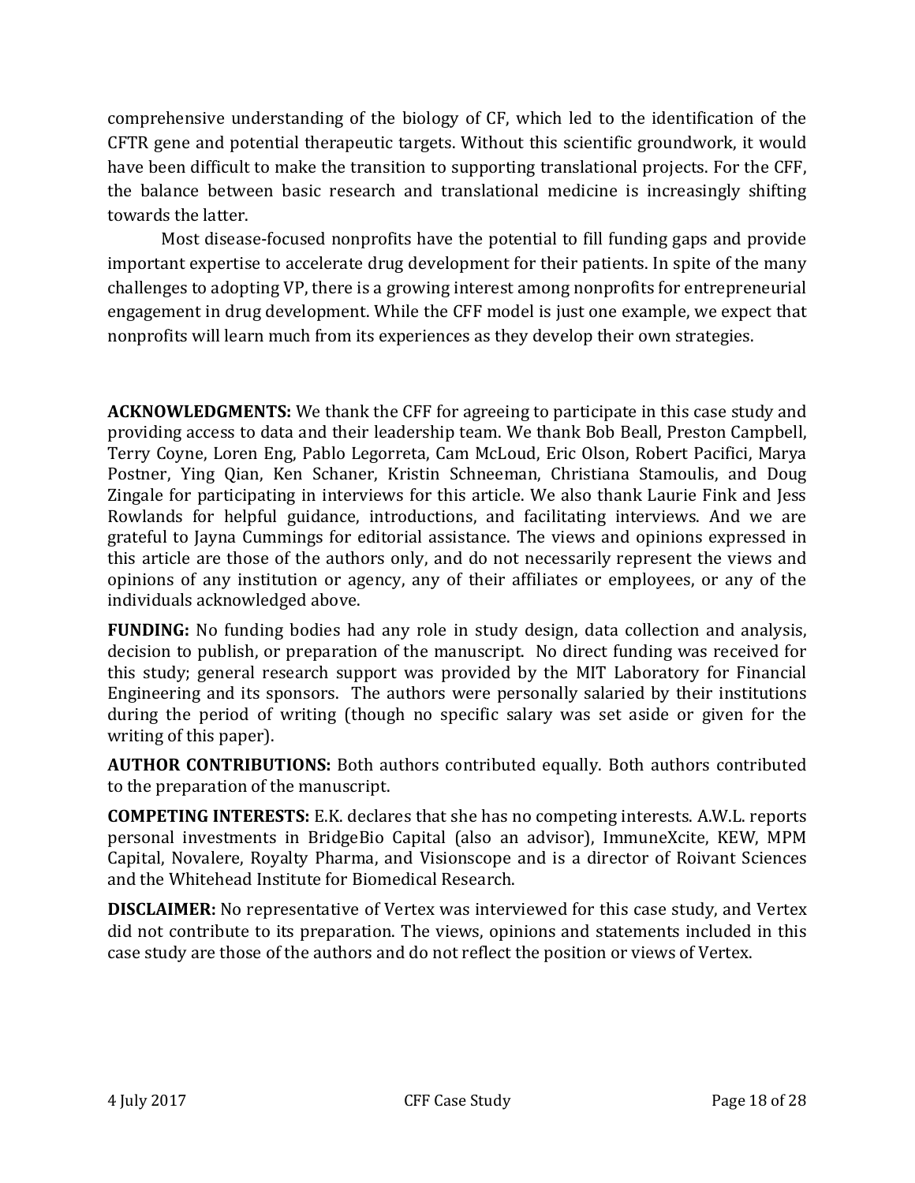comprehensive understanding of the biology of CF, which led to the identification of the CFTR gene and potential therapeutic targets. Without this scientific groundwork, it would have been difficult to make the transition to supporting translational projects. For the CFF, the balance between basic research and translational medicine is increasingly shifting towards the latter.

Most disease-focused nonprofits have the potential to fill funding gaps and provide important expertise to accelerate drug development for their patients. In spite of the many challenges to adopting VP, there is a growing interest among nonprofits for entrepreneurial engagement in drug development. While the CFF model is just one example, we expect that nonprofits will learn much from its experiences as they develop their own strategies.

**ACKNOWLEDGMENTS:** We thank the CFF for agreeing to participate in this case study and providing access to data and their leadership team. We thank Bob Beall, Preston Campbell, Terry Coyne, Loren Eng, Pablo Legorreta, Cam McLoud, Eric Olson, Robert Pacifici, Marya Postner, Ying Qian, Ken Schaner, Kristin Schneeman, Christiana Stamoulis, and Doug Zingale for participating in interviews for this article. We also thank Laurie Fink and Jess Rowlands for helpful guidance, introductions, and facilitating interviews. And we are grateful to Jayna Cummings for editorial assistance. The views and opinions expressed in this article are those of the authors only, and do not necessarily represent the views and opinions of any institution or agency, any of their affiliates or employees, or any of the individuals acknowledged above.

**FUNDING:** No funding bodies had any role in study design, data collection and analysis, decision to publish, or preparation of the manuscript. No direct funding was received for this study; general research support was provided by the MIT Laboratory for Financial Engineering and its sponsors. The authors were personally salaried by their institutions during the period of writing (though no specific salary was set aside or given for the writing of this paper).

**AUTHOR CONTRIBUTIONS:** Both authors contributed equally. Both authors contributed to the preparation of the manuscript.

**COMPETING INTERESTS:** E.K. declares that she has no competing interests. A.W.L. reports personal investments in BridgeBio Capital (also an advisor), ImmuneXcite, KEW, MPM Capital, Novalere, Royalty Pharma, and Visionscope and is a director of Roivant Sciences and the Whitehead Institute for Biomedical Research.

**DISCLAIMER:** No representative of Vertex was interviewed for this case study, and Vertex did not contribute to its preparation. The views, opinions and statements included in this case study are those of the authors and do not reflect the position or views of Vertex.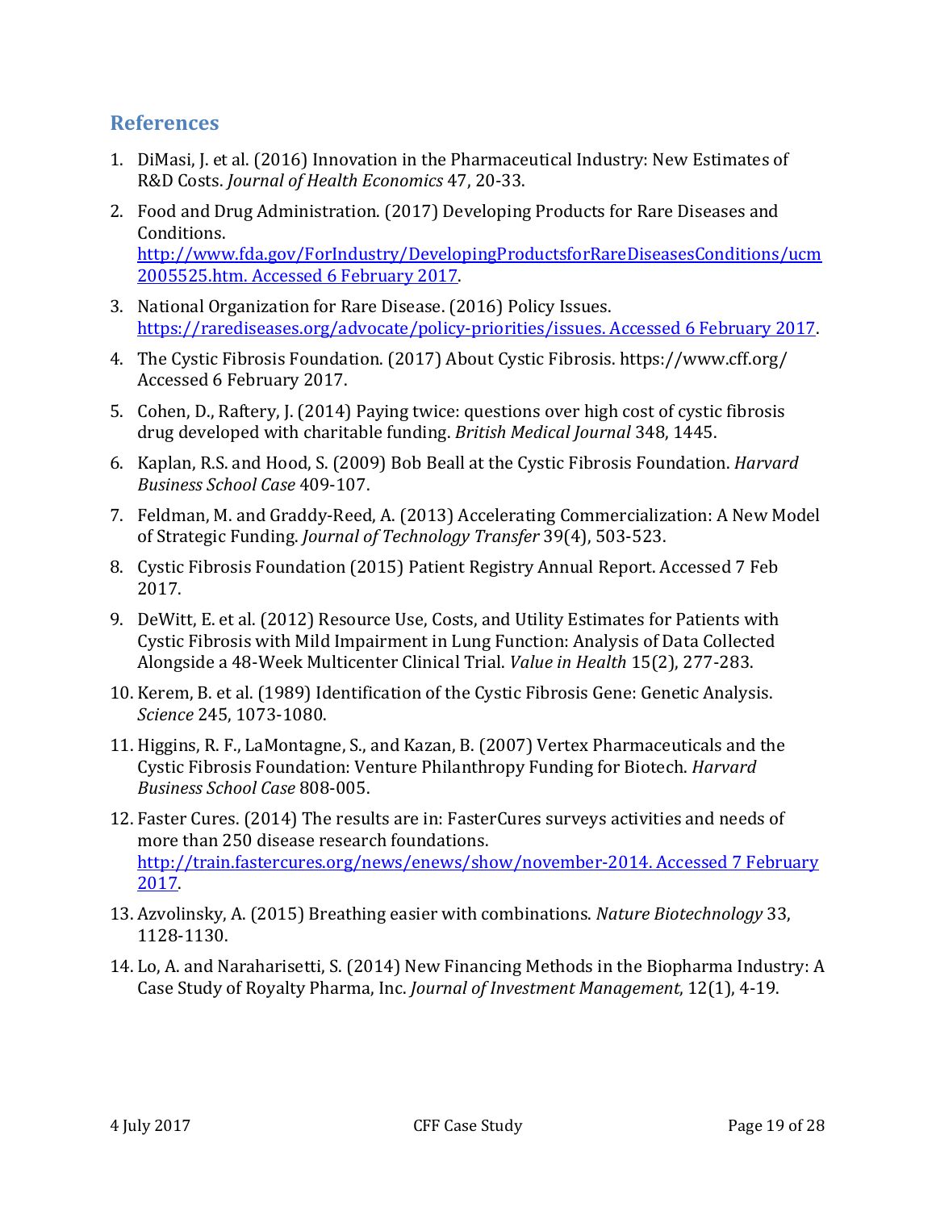## References

1. DiMasi, J. et al. (2016) Innovation in the Pharmaceutical Industry: New Estimates of R&D Costs. *Journal of Health Economics* 47, 20-33.
2. Food and Drug Administration. (2017) Developing Products for Rare Diseases and Conditions. http://www.fda.gov/ForIndustry/DevelopingProductsforRareDiseasesConditions/ucm2005525.htm. Accessed 6 February 2017.
3. National Organization for Rare Disease. (2016) Policy Issues. https://rarediseases.org/advocate/policy-priorities/issues. Accessed 6 February 2017.
4. The Cystic Fibrosis Foundation. (2017) About Cystic Fibrosis. https://www.cff.org/ Accessed 6 February 2017.
5. Cohen, D., Raftery, J. (2014) Paying twice: questions over high cost of cystic fibrosis drug developed with charitable funding. *British Medical Journal* 348, 1445.
6. Kaplan, R.S. and Hood, S. (2009) Bob Beall at the Cystic Fibrosis Foundation. *Harvard Business School Case* 409-107.
7. Feldman, M. and Graddy-Reed, A. (2013) Accelerating Commercialization: A New Model of Strategic Funding. *Journal of Technology Transfer* 39(4), 503-523.
8. Cystic Fibrosis Foundation (2015) Patient Registry Annual Report. Accessed 7 Feb 2017.
9. DeWitt, E. et al. (2012) Resource Use, Costs, and Utility Estimates for Patients with Cystic Fibrosis with Mild Impairment in Lung Function: Analysis of Data Collected Alongside a 48-Week Multicenter Clinical Trial. *Value in Health* 15(2), 277-283.
10. Kerem, B. et al. (1989) Identification of the Cystic Fibrosis Gene: Genetic Analysis. *Science* 245, 1073-1080.
11. Higgins, R. F., LaMontagne, S., and Kazan, B. (2007) Vertex Pharmaceuticals and the Cystic Fibrosis Foundation: Venture Philanthropy Funding for Biotech. *Harvard Business School Case* 808-005.
12. Faster Cures. (2014) The results are in: FasterCures surveys activities and needs of more than 250 disease research foundations. http://train.fastercures.org/news/enews/show/november-2014. Accessed 7 February 2017.
13. Azvolinsky, A. (2015) Breathing easier with combinations. *Nature Biotechnology* 33, 1128-1130.
14. Lo, A. and Naraharisetti, S. (2014) New Financing Methods in the Biopharma Industry: A Case Study of Royalty Pharma, Inc. *Journal of Investment Management*, 12(1), 4-19.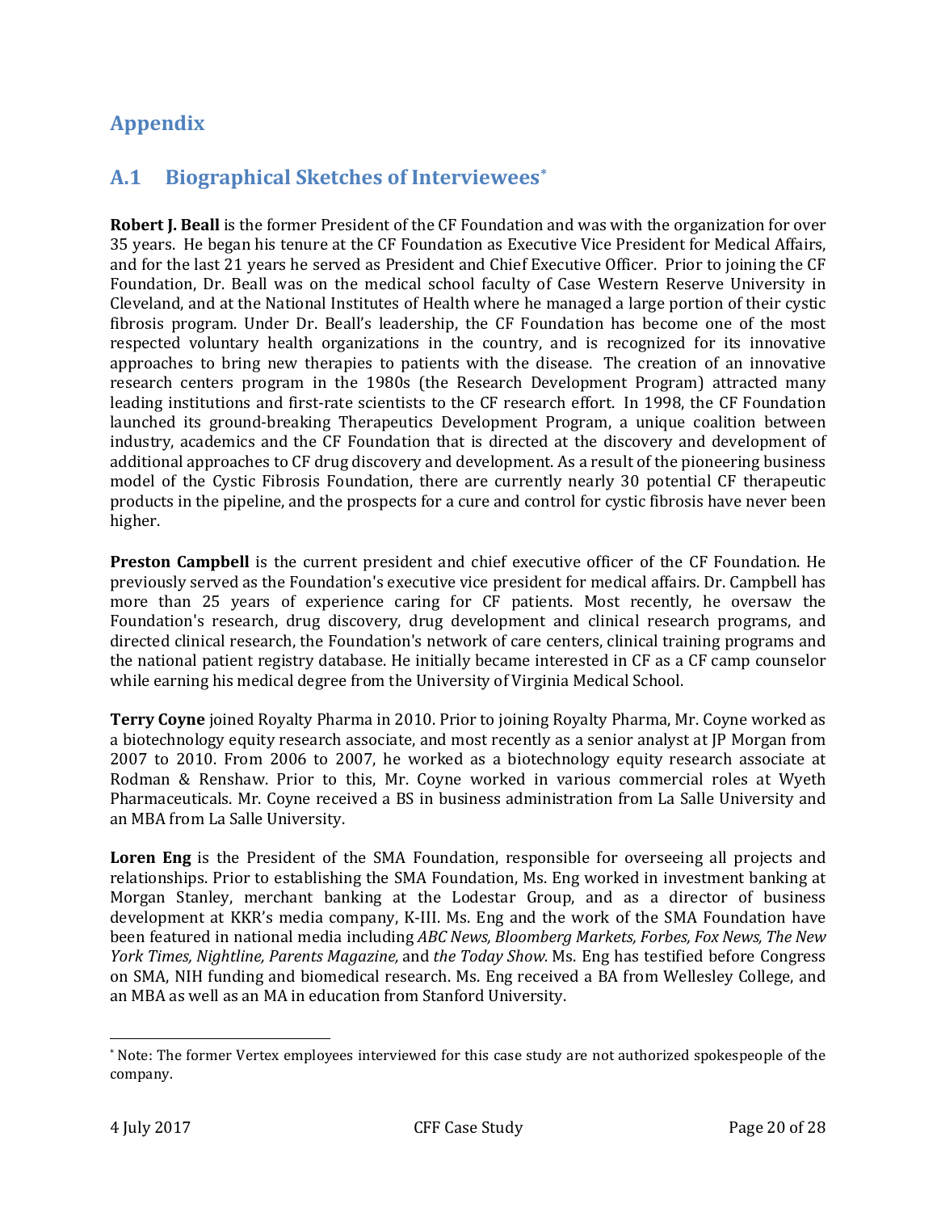# Appendix

## A.1 Biographical Sketches of Interviewees[*]

**Robert J. Beall** is the former President of the CF Foundation and was with the organization for over 35 years. He began his tenure at the CF Foundation as Executive Vice President for Medical Affairs, and for the last 21 years he served as President and Chief Executive Officer. Prior to joining the CF Foundation, Dr. Beall was on the medical school faculty of Case Western Reserve University in Cleveland, and at the National Institutes of Health where he managed a large portion of their cystic fibrosis program. Under Dr. Beall's leadership, the CF Foundation has become one of the most respected voluntary health organizations in the country, and is recognized for its innovative approaches to bring new therapies to patients with the disease. The creation of an innovative research centers program in the 1980s (the Research Development Program) attracted many leading institutions and first-rate scientists to the CF research effort. In 1998, the CF Foundation launched its ground-breaking Therapeutics Development Program, a unique coalition between industry, academics and the CF Foundation that is directed at the discovery and development of additional approaches to CF drug discovery and development. As a result of the pioneering business model of the Cystic Fibrosis Foundation, there are currently nearly 30 potential CF therapeutic products in the pipeline, and the prospects for a cure and control for cystic fibrosis have never been higher.

**Preston Campbell** is the current president and chief executive officer of the CF Foundation. He previously served as the Foundation's executive vice president for medical affairs. Dr. Campbell has more than 25 years of experience caring for CF patients. Most recently, he oversaw the Foundation's research, drug discovery, drug development and clinical research programs, and directed clinical research, the Foundation's network of care centers, clinical training programs and the national patient registry database. He initially became interested in CF as a CF camp counselor while earning his medical degree from the University of Virginia Medical School.

**Terry Coyne** joined Royalty Pharma in 2010. Prior to joining Royalty Pharma, Mr. Coyne worked as a biotechnology equity research associate, and most recently as a senior analyst at JP Morgan from 2007 to 2010. From 2006 to 2007, he worked as a biotechnology equity research associate at Rodman & Renshaw. Prior to this, Mr. Coyne worked in various commercial roles at Wyeth Pharmaceuticals. Mr. Coyne received a BS in business administration from La Salle University and an MBA from La Salle University.

**Loren Eng** is the President of the SMA Foundation, responsible for overseeing all projects and relationships. Prior to establishing the SMA Foundation, Ms. Eng worked in investment banking at Morgan Stanley, merchant banking at the Lodestar Group, and as a director of business development at KKR's media company, K-III. Ms. Eng and the work of the SMA Foundation have been featured in national media including *ABC News, Bloomberg Markets, Forbes, Fox News, The New York Times, Nightline, Parents Magazine,* and *the Today Show.* Ms. Eng has testified before Congress on SMA, NIH funding and biomedical research. Ms. Eng received a BA from Wellesley College, and an MBA as well as an MA in education from Stanford University.

---

[*] Note: The former Vertex employees interviewed for this case study are not authorized spokespeople of the company.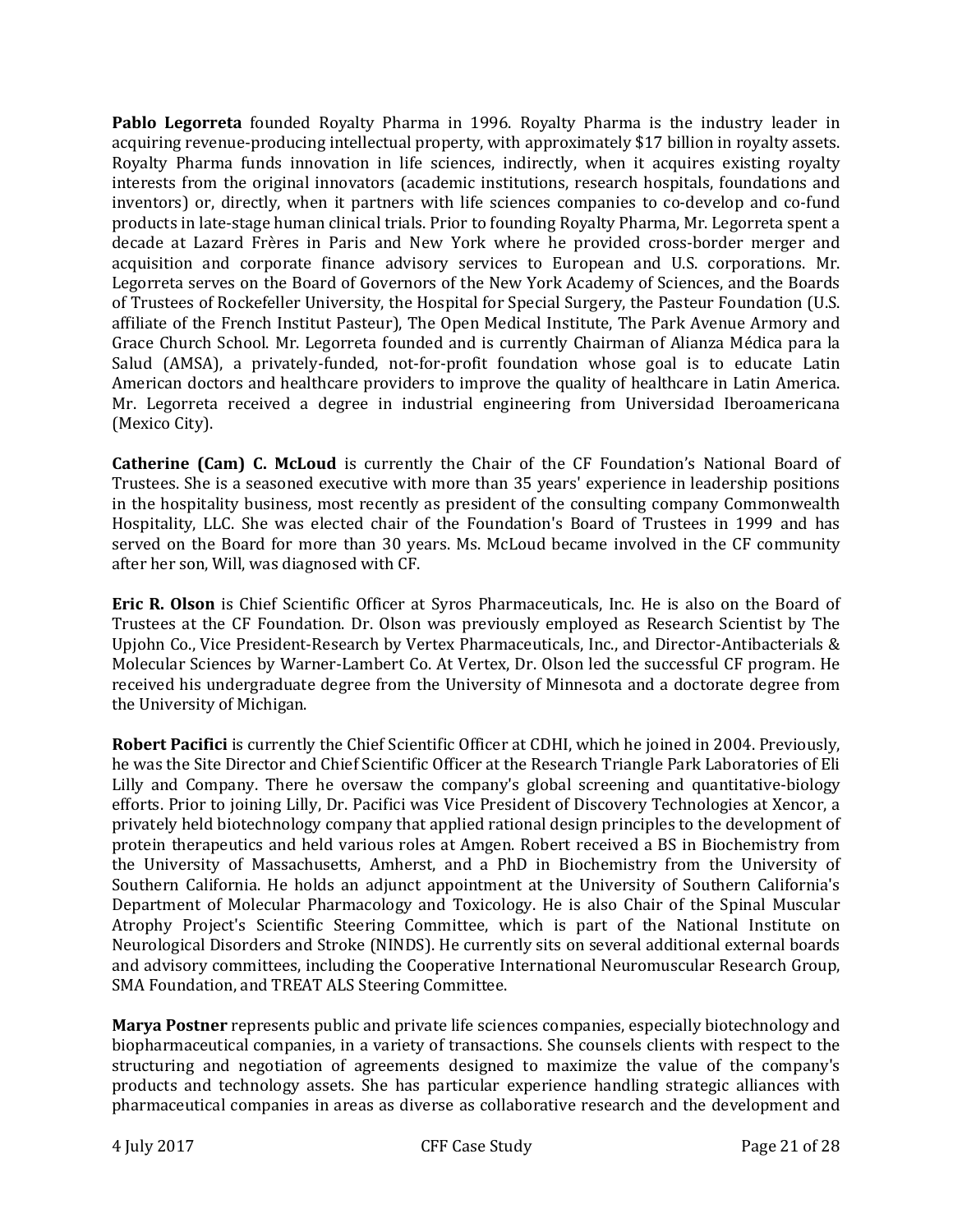**Pablo Legorreta** founded Royalty Pharma in 1996. Royalty Pharma is the industry leader in acquiring revenue-producing intellectual property, with approximately $17 billion in royalty assets. Royalty Pharma funds innovation in life sciences, indirectly, when it acquires existing royalty interests from the original innovators (academic institutions, research hospitals, foundations and inventors) or, directly, when it partners with life sciences companies to co-develop and co-fund products in late-stage human clinical trials. Prior to founding Royalty Pharma, Mr. Legorreta spent a decade at Lazard Frères in Paris and New York where he provided cross-border merger and acquisition and corporate finance advisory services to European and U.S. corporations. Mr. Legorreta serves on the Board of Governors of the New York Academy of Sciences, and the Boards of Trustees of Rockefeller University, the Hospital for Special Surgery, the Pasteur Foundation (U.S. affiliate of the French Institut Pasteur), The Open Medical Institute, The Park Avenue Armory and Grace Church School. Mr. Legorreta founded and is currently Chairman of Alianza Médica para la Salud (AMSA), a privately-funded, not-for-profit foundation whose goal is to educate Latin American doctors and healthcare providers to improve the quality of healthcare in Latin America. Mr. Legorreta received a degree in industrial engineering from Universidad Iberoamericana (Mexico City).

**Catherine (Cam) C. McLoud** is currently the Chair of the CF Foundation's National Board of Trustees. She is a seasoned executive with more than 35 years' experience in leadership positions in the hospitality business, most recently as president of the consulting company Commonwealth Hospitality, LLC. She was elected chair of the Foundation's Board of Trustees in 1999 and has served on the Board for more than 30 years. Ms. McLoud became involved in the CF community after her son, Will, was diagnosed with CF.

**Eric R. Olson** is Chief Scientific Officer at Syros Pharmaceuticals, Inc. He is also on the Board of Trustees at the CF Foundation. Dr. Olson was previously employed as Research Scientist by The Upjohn Co., Vice President-Research by Vertex Pharmaceuticals, Inc., and Director-Antibacterials & Molecular Sciences by Warner-Lambert Co. At Vertex, Dr. Olson led the successful CF program. He received his undergraduate degree from the University of Minnesota and a doctorate degree from the University of Michigan.

**Robert Pacifici** is currently the Chief Scientific Officer at CDHI, which he joined in 2004. Previously, he was the Site Director and Chief Scientific Officer at the Research Triangle Park Laboratories of Eli Lilly and Company. There he oversaw the company's global screening and quantitative-biology efforts. Prior to joining Lilly, Dr. Pacifici was Vice President of Discovery Technologies at Xencor, a privately held biotechnology company that applied rational design principles to the development of protein therapeutics and held various roles at Amgen. Robert received a BS in Biochemistry from the University of Massachusetts, Amherst, and a PhD in Biochemistry from the University of Southern California. He holds an adjunct appointment at the University of Southern California's Department of Molecular Pharmacology and Toxicology. He is also Chair of the Spinal Muscular Atrophy Project's Scientific Steering Committee, which is part of the National Institute on Neurological Disorders and Stroke (NINDS). He currently sits on several additional external boards and advisory committees, including the Cooperative International Neuromuscular Research Group, SMA Foundation, and TREAT ALS Steering Committee.

**Marya Postner** represents public and private life sciences companies, especially biotechnology and biopharmaceutical companies, in a variety of transactions. She counsels clients with respect to the structuring and negotiation of agreements designed to maximize the value of the company's products and technology assets. She has particular experience handling strategic alliances with pharmaceutical companies in areas as diverse as collaborative research and the development and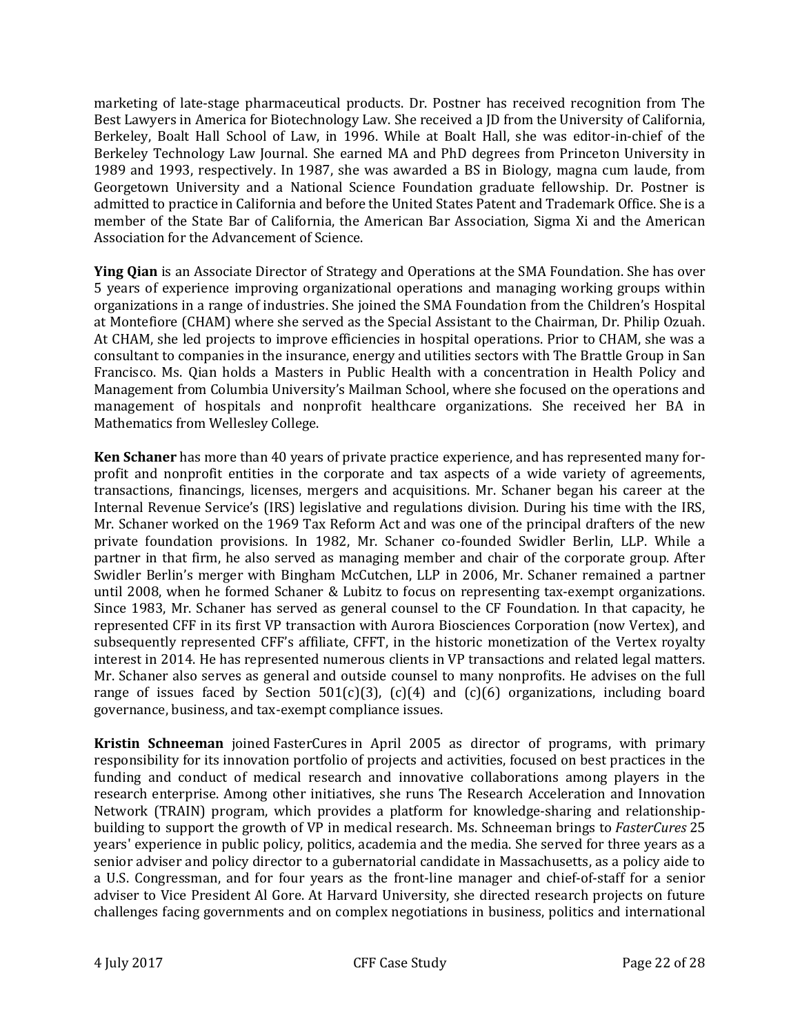marketing of late-stage pharmaceutical products. Dr. Postner has received recognition from The Best Lawyers in America for Biotechnology Law. She received a JD from the University of California, Berkeley, Boalt Hall School of Law, in 1996. While at Boalt Hall, she was editor-in-chief of the Berkeley Technology Law Journal. She earned MA and PhD degrees from Princeton University in 1989 and 1993, respectively. In 1987, she was awarded a BS in Biology, magna cum laude, from Georgetown University and a National Science Foundation graduate fellowship. Dr. Postner is admitted to practice in California and before the United States Patent and Trademark Office. She is a member of the State Bar of California, the American Bar Association, Sigma Xi and the American Association for the Advancement of Science.

**Ying Qian** is an Associate Director of Strategy and Operations at the SMA Foundation. She has over 5 years of experience improving organizational operations and managing working groups within organizations in a range of industries. She joined the SMA Foundation from the Children's Hospital at Montefiore (CHAM) where she served as the Special Assistant to the Chairman, Dr. Philip Ozuah. At CHAM, she led projects to improve efficiencies in hospital operations. Prior to CHAM, she was a consultant to companies in the insurance, energy and utilities sectors with The Brattle Group in San Francisco. Ms. Qian holds a Masters in Public Health with a concentration in Health Policy and Management from Columbia University's Mailman School, where she focused on the operations and management of hospitals and nonprofit healthcare organizations. She received her BA in Mathematics from Wellesley College.

**Ken Schaner** has more than 40 years of private practice experience, and has represented many for-profit and nonprofit entities in the corporate and tax aspects of a wide variety of agreements, transactions, financings, licenses, mergers and acquisitions. Mr. Schaner began his career at the Internal Revenue Service's (IRS) legislative and regulations division. During his time with the IRS, Mr. Schaner worked on the 1969 Tax Reform Act and was one of the principal drafters of the new private foundation provisions. In 1982, Mr. Schaner co-founded Swidler Berlin, LLP. While a partner in that firm, he also served as managing member and chair of the corporate group. After Swidler Berlin's merger with Bingham McCutchen, LLP in 2006, Mr. Schaner remained a partner until 2008, when he formed Schaner & Lubitz to focus on representing tax-exempt organizations. Since 1983, Mr. Schaner has served as general counsel to the CF Foundation. In that capacity, he represented CFF in its first VP transaction with Aurora Biosciences Corporation (now Vertex), and subsequently represented CFF's affiliate, CFFT, in the historic monetization of the Vertex royalty interest in 2014. He has represented numerous clients in VP transactions and related legal matters. Mr. Schaner also serves as general and outside counsel to many nonprofits. He advises on the full range of issues faced by Section 501(c)(3), (c)(4) and (c)(6) organizations, including board governance, business, and tax-exempt compliance issues.

**Kristin Schneeman** joined FasterCures in April 2005 as director of programs, with primary responsibility for its innovation portfolio of projects and activities, focused on best practices in the funding and conduct of medical research and innovative collaborations among players in the research enterprise. Among other initiatives, she runs The Research Acceleration and Innovation Network (TRAIN) program, which provides a platform for knowledge-sharing and relationship-building to support the growth of VP in medical research. Ms. Schneeman brings to *FasterCures* 25 years' experience in public policy, politics, academia and the media. She served for three years as a senior adviser and policy director to a gubernatorial candidate in Massachusetts, as a policy aide to a U.S. Congressman, and for four years as the front-line manager and chief-of-staff for a senior adviser to Vice President Al Gore. At Harvard University, she directed research projects on future challenges facing governments and on complex negotiations in business, politics and international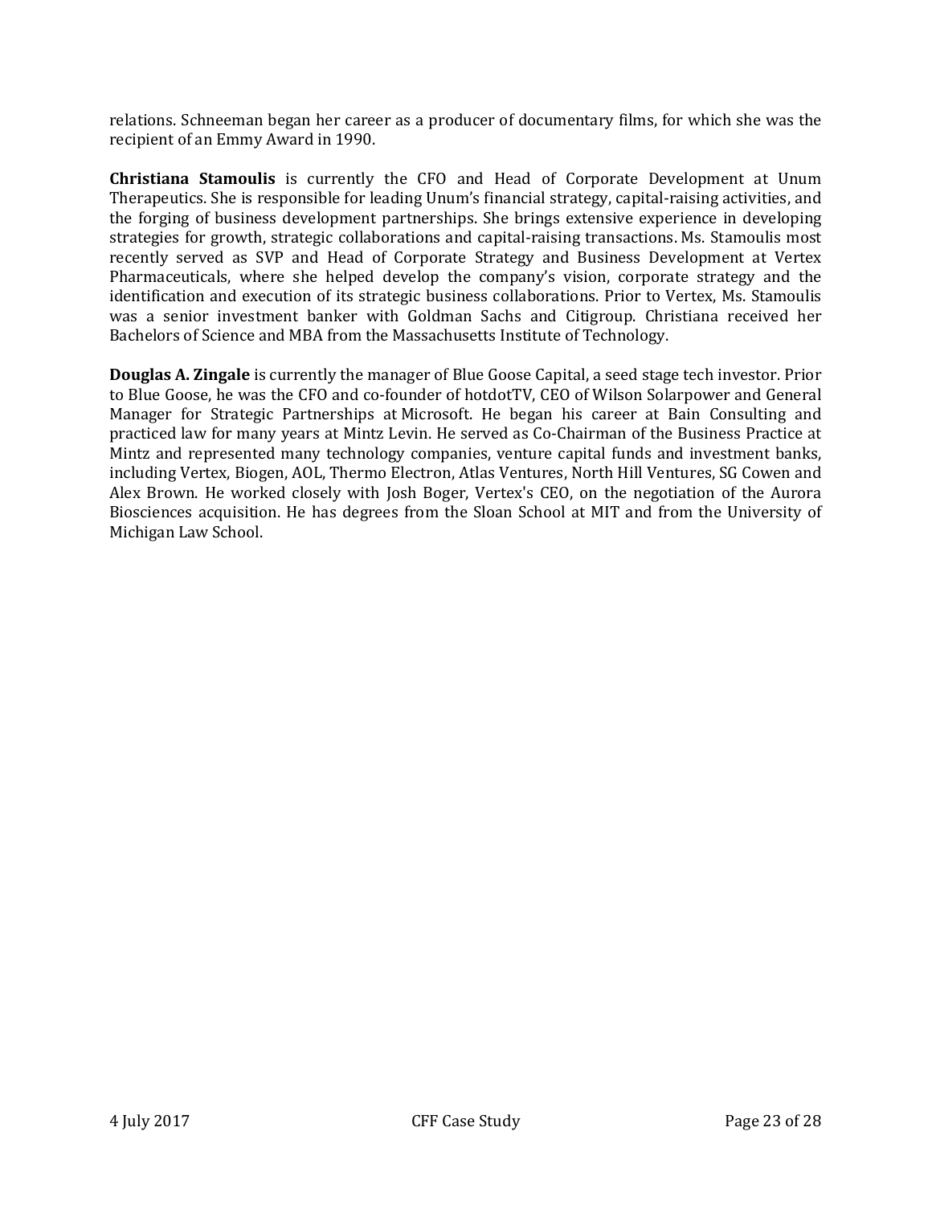relations. Schneeman began her career as a producer of documentary films, for which she was the recipient of an Emmy Award in 1990.

**Christiana Stamoulis** is currently the CFO and Head of Corporate Development at Unum Therapeutics. She is responsible for leading Unum's financial strategy, capital-raising activities, and the forging of business development partnerships. She brings extensive experience in developing strategies for growth, strategic collaborations and capital-raising transactions. Ms. Stamoulis most recently served as SVP and Head of Corporate Strategy and Business Development at Vertex Pharmaceuticals, where she helped develop the company's vision, corporate strategy and the identification and execution of its strategic business collaborations. Prior to Vertex, Ms. Stamoulis was a senior investment banker with Goldman Sachs and Citigroup. Christiana received her Bachelors of Science and MBA from the Massachusetts Institute of Technology.

**Douglas A. Zingale** is currently the manager of Blue Goose Capital, a seed stage tech investor. Prior to Blue Goose, he was the CFO and co-founder of hotdotTV, CEO of Wilson Solarpower and General Manager for Strategic Partnerships at Microsoft. He began his career at Bain Consulting and practiced law for many years at Mintz Levin. He served as Co-Chairman of the Business Practice at Mintz and represented many technology companies, venture capital funds and investment banks, including Vertex, Biogen, AOL, Thermo Electron, Atlas Ventures, North Hill Ventures, SG Cowen and Alex Brown. He worked closely with Josh Boger, Vertex's CEO, on the negotiation of the Aurora Biosciences acquisition. He has degrees from the Sloan School at MIT and from the University of Michigan Law School.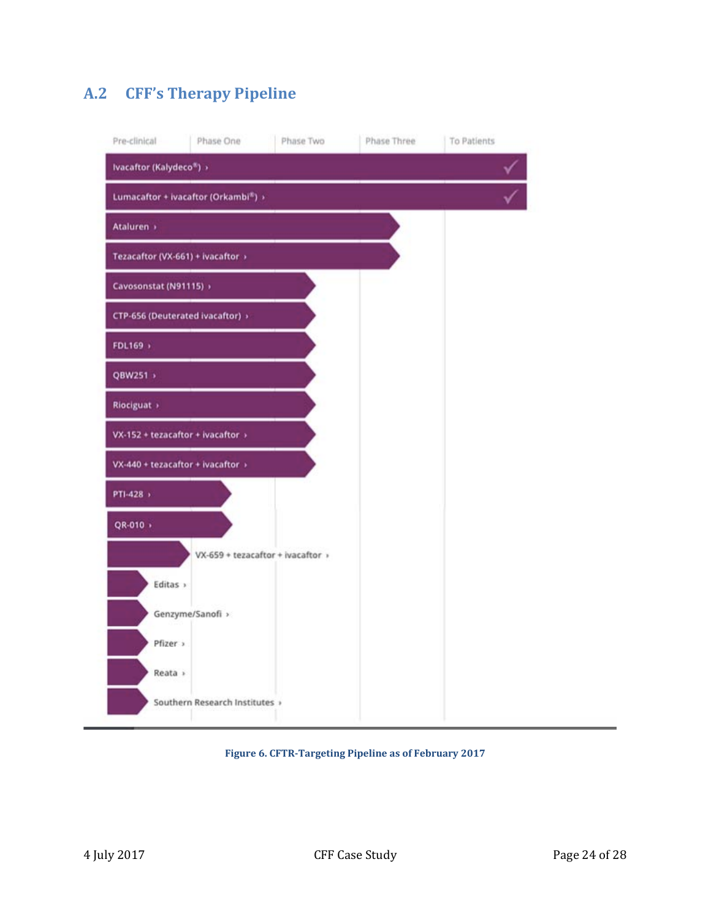## A.2 CFF's Therapy Pipeline

| Therapy | Pre-clinical | Phase One | Phase Two | Phase Three | To Patients |
|---|---|---|---|---|---|
| Ivacaftor (Kalydeco®) | ■ | ■ | ■ | ■ | ✓ |
| Lumacaftor + ivacaftor (Orkambi®) | ■ | ■ | ■ | ■ | ✓ |
| Ataluren | ■ | ■ | ■ | ■ | |
| Tezacaftor (VX-661) + ivacaftor | ■ | ■ | ■ | ■ | |
| Cavosonstat (N91115) | ■ | ■ | ■ | | |
| CTP-656 (Deuterated ivacaftor) | ■ | ■ | ■ | | |
| FDL169 | ■ | ■ | ■ | | |
| QBW251 | ■ | ■ | ■ | | |
| Riociguat | ■ | ■ | ■ | | |
| VX-152 + tezacaftor + ivacaftor | ■ | ■ | ■ | | |
| VX-440 + tezacaftor + ivacaftor | ■ | ■ | ■ | | |
| PTI-428 | ■ | ■ | | | |
| QR-010 | ■ | ■ | | | |
| VX-659 + tezacaftor + ivacaftor | ■ | | | | |
| Editas | ■ | | | | |
| Genzyme/Sanofi | ■ | | | | |
| Pfizer | ■ | | | | |
| Reata | ■ | | | | |
| Southern Research Institutes | ■ | | | | |

**Figure 6. CFTR-Targeting Pipeline as of February 2017**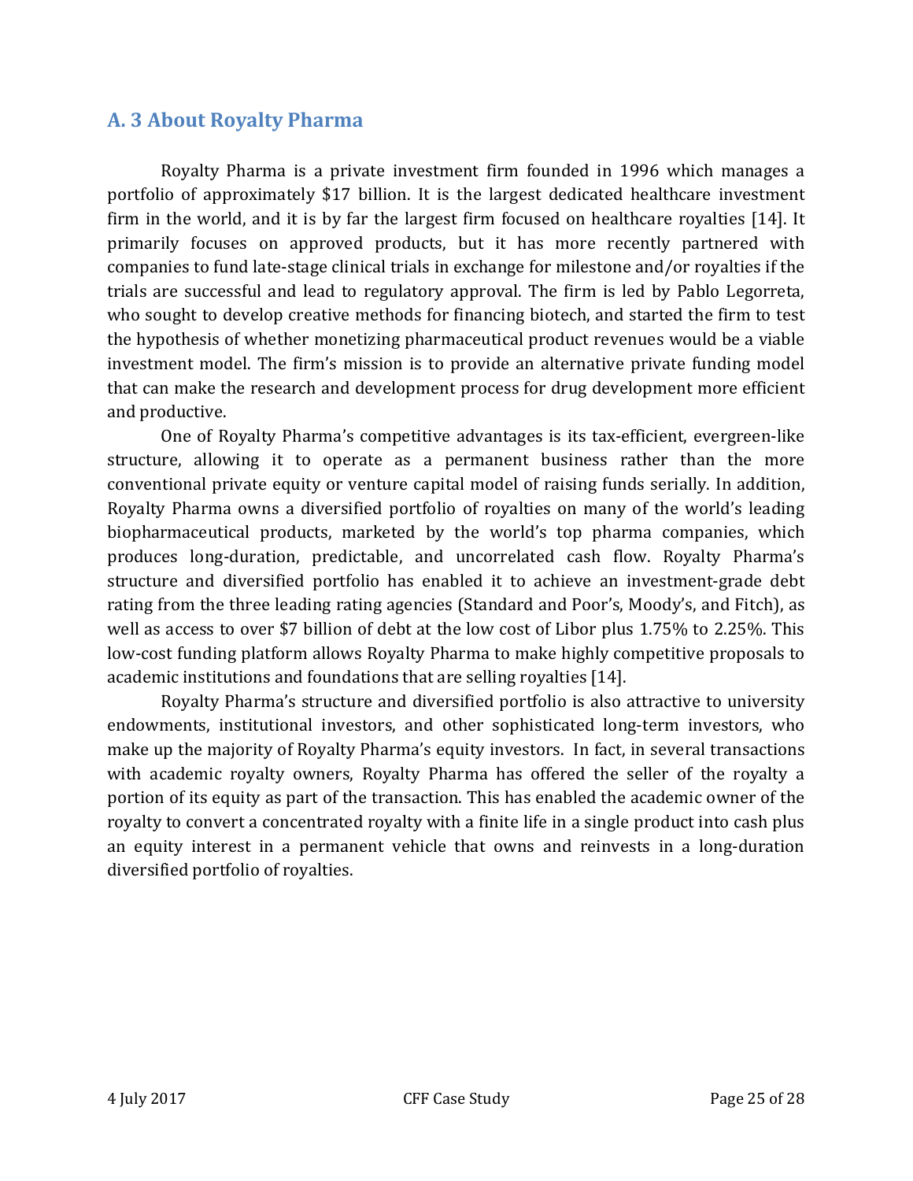## A. 3 About Royalty Pharma

Royalty Pharma is a private investment firm founded in 1996 which manages a portfolio of approximately $17 billion. It is the largest dedicated healthcare investment firm in the world, and it is by far the largest firm focused on healthcare royalties [14]. It primarily focuses on approved products, but it has more recently partnered with companies to fund late-stage clinical trials in exchange for milestone and/or royalties if the trials are successful and lead to regulatory approval. The firm is led by Pablo Legorreta, who sought to develop creative methods for financing biotech, and started the firm to test the hypothesis of whether monetizing pharmaceutical product revenues would be a viable investment model. The firm's mission is to provide an alternative private funding model that can make the research and development process for drug development more efficient and productive.

One of Royalty Pharma's competitive advantages is its tax-efficient, evergreen-like structure, allowing it to operate as a permanent business rather than the more conventional private equity or venture capital model of raising funds serially. In addition, Royalty Pharma owns a diversified portfolio of royalties on many of the world's leading biopharmaceutical products, marketed by the world's top pharma companies, which produces long-duration, predictable, and uncorrelated cash flow. Royalty Pharma's structure and diversified portfolio has enabled it to achieve an investment-grade debt rating from the three leading rating agencies (Standard and Poor's, Moody's, and Fitch), as well as access to over $7 billion of debt at the low cost of Libor plus 1.75% to 2.25%. This low-cost funding platform allows Royalty Pharma to make highly competitive proposals to academic institutions and foundations that are selling royalties [14].

Royalty Pharma's structure and diversified portfolio is also attractive to university endowments, institutional investors, and other sophisticated long-term investors, who make up the majority of Royalty Pharma's equity investors. In fact, in several transactions with academic royalty owners, Royalty Pharma has offered the seller of the royalty a portion of its equity as part of the transaction. This has enabled the academic owner of the royalty to convert a concentrated royalty with a finite life in a single product into cash plus an equity interest in a permanent vehicle that owns and reinvests in a long-duration diversified portfolio of royalties.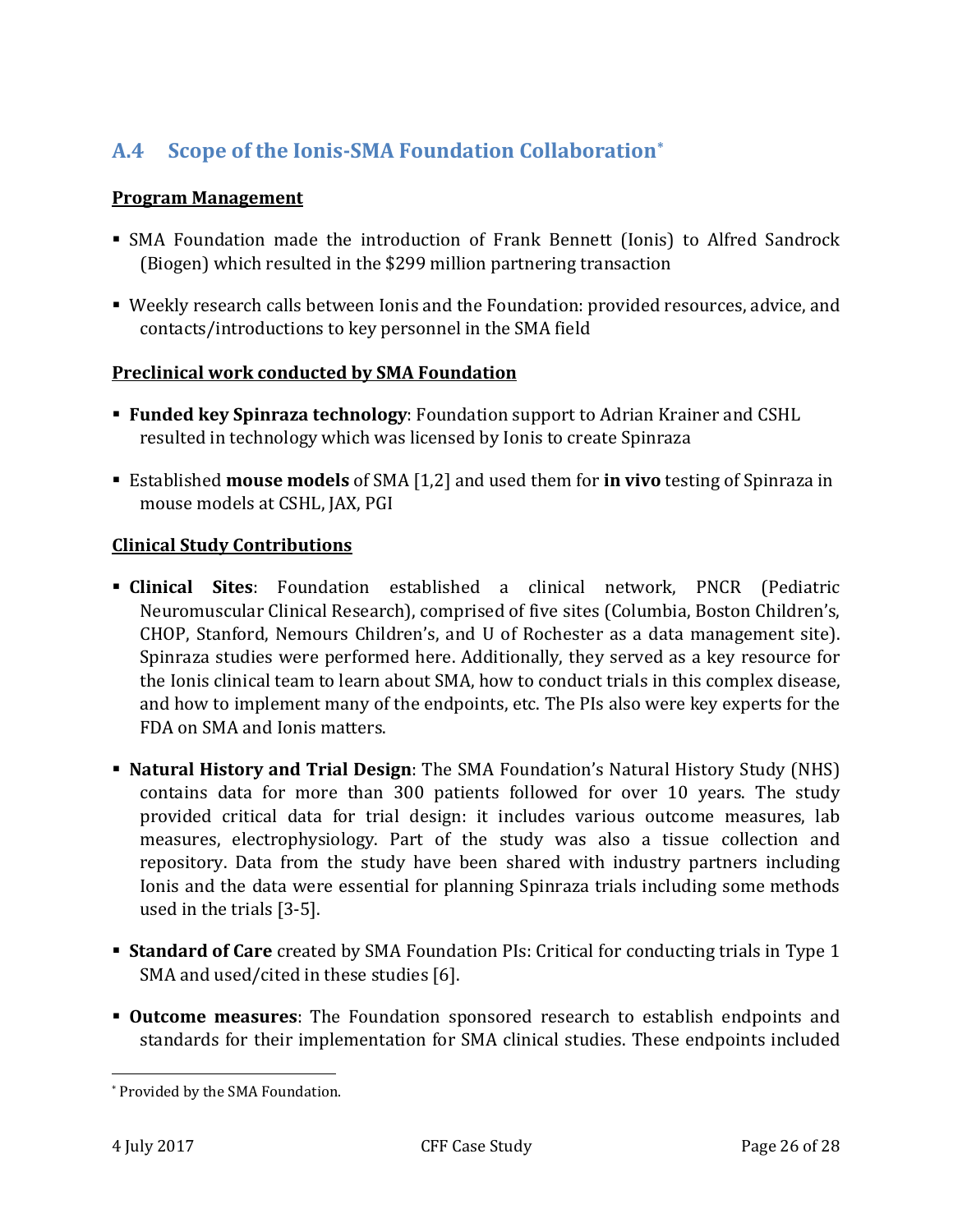## A.4 Scope of the Ionis-SMA Foundation Collaboration*

**Program Management**

- SMA Foundation made the introduction of Frank Bennett (Ionis) to Alfred Sandrock (Biogen) which resulted in the $299 million partnering transaction
- Weekly research calls between Ionis and the Foundation: provided resources, advice, and contacts/introductions to key personnel in the SMA field

**Preclinical work conducted by SMA Foundation**

- **Funded key Spinraza technology**: Foundation support to Adrian Krainer and CSHL resulted in technology which was licensed by Ionis to create Spinraza
- Established **mouse models** of SMA [1,2] and used them for **in vivo** testing of Spinraza in mouse models at CSHL, JAX, PGI

**Clinical Study Contributions**

- **Clinical Sites**: Foundation established a clinical network, PNCR (Pediatric Neuromuscular Clinical Research), comprised of five sites (Columbia, Boston Children's, CHOP, Stanford, Nemours Children's, and U of Rochester as a data management site). Spinraza studies were performed here. Additionally, they served as a key resource for the Ionis clinical team to learn about SMA, how to conduct trials in this complex disease, and how to implement many of the endpoints, etc. The PIs also were key experts for the FDA on SMA and Ionis matters.
- **Natural History and Trial Design**: The SMA Foundation's Natural History Study (NHS) contains data for more than 300 patients followed for over 10 years. The study provided critical data for trial design: it includes various outcome measures, lab measures, electrophysiology. Part of the study was also a tissue collection and repository. Data from the study have been shared with industry partners including Ionis and the data were essential for planning Spinraza trials including some methods used in the trials [3-5].
- **Standard of Care** created by SMA Foundation PIs: Critical for conducting trials in Type 1 SMA and used/cited in these studies [6].
- **Outcome measures**: The Foundation sponsored research to establish endpoints and standards for their implementation for SMA clinical studies. These endpoints included

* Provided by the SMA Foundation.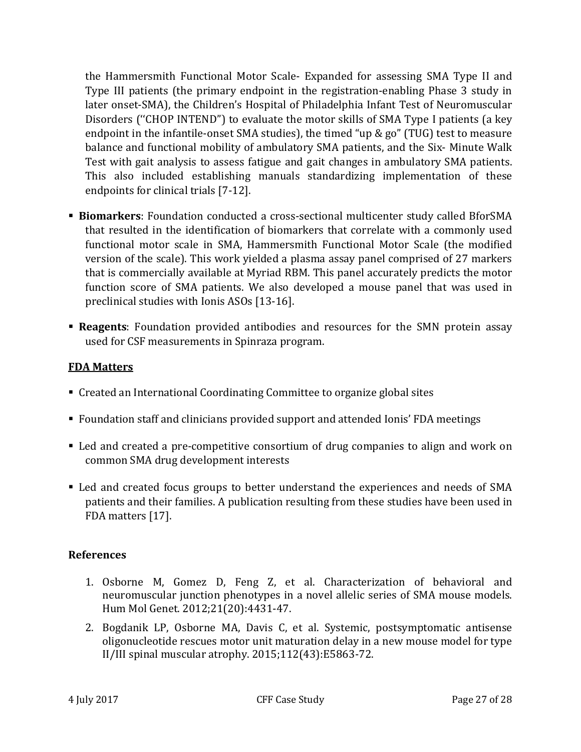the Hammersmith Functional Motor Scale- Expanded for assessing SMA Type II and Type III patients (the primary endpoint in the registration-enabling Phase 3 study in later onset-SMA), the Children's Hospital of Philadelphia Infant Test of Neuromuscular Disorders ("CHOP INTEND") to evaluate the motor skills of SMA Type I patients (a key endpoint in the infantile-onset SMA studies), the timed "up & go" (TUG) test to measure balance and functional mobility of ambulatory SMA patients, and the Six- Minute Walk Test with gait analysis to assess fatigue and gait changes in ambulatory SMA patients. This also included establishing manuals standardizing implementation of these endpoints for clinical trials [7-12].

- **Biomarkers**: Foundation conducted a cross-sectional multicenter study called BforSMA that resulted in the identification of biomarkers that correlate with a commonly used functional motor scale in SMA, Hammersmith Functional Motor Scale (the modified version of the scale). This work yielded a plasma assay panel comprised of 27 markers that is commercially available at Myriad RBM. This panel accurately predicts the motor function score of SMA patients. We also developed a mouse panel that was used in preclinical studies with Ionis ASOs [13-16].
- **Reagents**: Foundation provided antibodies and resources for the SMN protein assay used for CSF measurements in Spinraza program.

## FDA Matters

- Created an International Coordinating Committee to organize global sites
- Foundation staff and clinicians provided support and attended Ionis' FDA meetings
- Led and created a pre-competitive consortium of drug companies to align and work on common SMA drug development interests
- Led and created focus groups to better understand the experiences and needs of SMA patients and their families. A publication resulting from these studies have been used in FDA matters [17].

## References

1. Osborne M, Gomez D, Feng Z, et al. Characterization of behavioral and neuromuscular junction phenotypes in a novel allelic series of SMA mouse models. Hum Mol Genet. 2012;21(20):4431-47.
2. Bogdanik LP, Osborne MA, Davis C, et al. Systemic, postsymptomatic antisense oligonucleotide rescues motor unit maturation delay in a new mouse model for type II/III spinal muscular atrophy. 2015;112(43):E5863-72.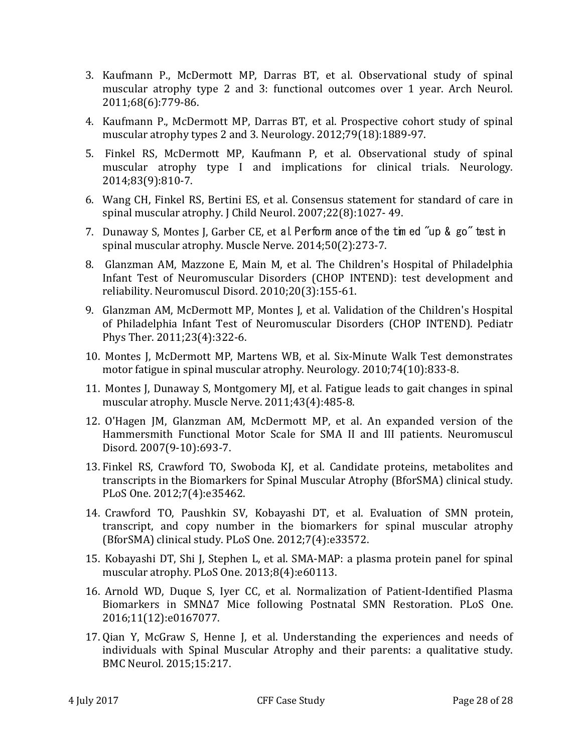3. Kaufmann P., McDermott MP, Darras BT, et al. Observational study of spinal muscular atrophy type 2 and 3: functional outcomes over 1 year. Arch Neurol. 2011;68(6):779-86.
4. Kaufmann P., McDermott MP, Darras BT, et al. Prospective cohort study of spinal muscular atrophy types 2 and 3. Neurology. 2012;79(18):1889-97.
5. Finkel RS, McDermott MP, Kaufmann P, et al. Observational study of spinal muscular atrophy type I and implications for clinical trials. Neurology. 2014;83(9):810-7.
6. Wang CH, Finkel RS, Bertini ES, et al. Consensus statement for standard of care in spinal muscular atrophy. J Child Neurol. 2007;22(8):1027- 49.
7. Dunaway S, Montes J, Garber CE, et al. Performance of the timed "up & go" test in spinal muscular atrophy. Muscle Nerve. 2014;50(2):273-7.
8. Glanzman AM, Mazzone E, Main M, et al. The Children's Hospital of Philadelphia Infant Test of Neuromuscular Disorders (CHOP INTEND): test development and reliability. Neuromuscul Disord. 2010;20(3):155-61.
9. Glanzman AM, McDermott MP, Montes J, et al. Validation of the Children's Hospital of Philadelphia Infant Test of Neuromuscular Disorders (CHOP INTEND). Pediatr Phys Ther. 2011;23(4):322-6.
10. Montes J, McDermott MP, Martens WB, et al. Six-Minute Walk Test demonstrates motor fatigue in spinal muscular atrophy. Neurology. 2010;74(10):833-8.
11. Montes J, Dunaway S, Montgomery MJ, et al. Fatigue leads to gait changes in spinal muscular atrophy. Muscle Nerve. 2011;43(4):485-8.
12. O'Hagen JM, Glanzman AM, McDermott MP, et al. An expanded version of the Hammersmith Functional Motor Scale for SMA II and III patients. Neuromuscul Disord. 2007(9-10):693-7.
13. Finkel RS, Crawford TO, Swoboda KJ, et al. Candidate proteins, metabolites and transcripts in the Biomarkers for Spinal Muscular Atrophy (BforSMA) clinical study. PLoS One. 2012;7(4):e35462.
14. Crawford TO, Paushkin SV, Kobayashi DT, et al. Evaluation of SMN protein, transcript, and copy number in the biomarkers for spinal muscular atrophy (BforSMA) clinical study. PLoS One. 2012;7(4):e33572.
15. Kobayashi DT, Shi J, Stephen L, et al. SMA-MAP: a plasma protein panel for spinal muscular atrophy. PLoS One. 2013;8(4):e60113.
16. Arnold WD, Duque S, Iyer CC, et al. Normalization of Patient-Identified Plasma Biomarkers in SMNΔ7 Mice following Postnatal SMN Restoration. PLoS One. 2016;11(12):e0167077.
17. Qian Y, McGraw S, Henne J, et al. Understanding the experiences and needs of individuals with Spinal Muscular Atrophy and their parents: a qualitative study. BMC Neurol. 2015;15:217.